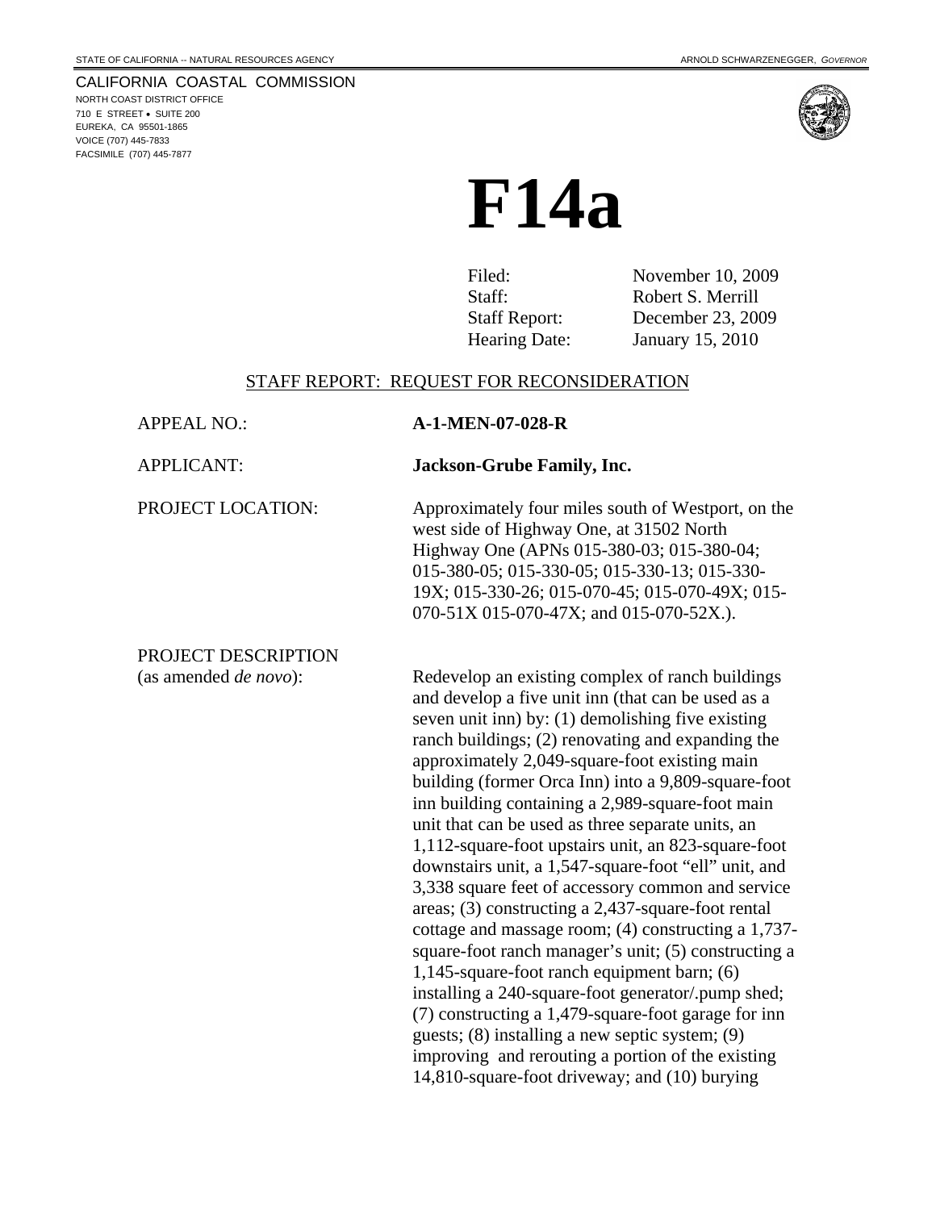STATE OF CALIFORNIA -- NATURAL RESOURCES AGENCY

ARNOLD SCHWARZENEGGER, *GOVERNOR*

CALIFORNIA COASTAL COMMISSION
NORTH COAST DISTRICT OFFICE
710 E STREET • SUITE 200
EUREKA, CA 95501-1865
VOICE (707) 445-7833
FACSIMILE (707) 445-7877

# F14a

| | |
|---|---|
| Filed: | November 10, 2009 |
| Staff: | Robert S. Merrill |
| Staff Report: | December 23, 2009 |
| Hearing Date: | January 15, 2010 |

## STAFF REPORT: REQUEST FOR RECONSIDERATION

APPEAL NO.: **A-1-MEN-07-028-R**

APPLICANT: **Jackson-Grube Family, Inc.**

PROJECT LOCATION: Approximately four miles south of Westport, on the west side of Highway One, at 31502 North Highway One (APNs 015-380-03; 015-380-04; 015-380-05; 015-330-05; 015-330-13; 015-330-19X; 015-330-26; 015-070-45; 015-070-49X; 015-070-51X 015-070-47X; and 015-070-52X.).

PROJECT DESCRIPTION (as amended *de novo*): Redevelop an existing complex of ranch buildings and develop a five unit inn (that can be used as a seven unit inn) by: (1) demolishing five existing ranch buildings; (2) renovating and expanding the approximately 2,049-square-foot existing main building (former Orca Inn) into a 9,809-square-foot inn building containing a 2,989-square-foot main unit that can be used as three separate units, an 1,112-square-foot upstairs unit, an 823-square-foot downstairs unit, a 1,547-square-foot "ell" unit, and 3,338 square feet of accessory common and service areas; (3) constructing a 2,437-square-foot rental cottage and massage room; (4) constructing a 1,737-square-foot ranch manager's unit; (5) constructing a 1,145-square-foot ranch equipment barn; (6) installing a 240-square-foot generator/.pump shed; (7) constructing a 1,479-square-foot garage for inn guests; (8) installing a new septic system; (9) improving and rerouting a portion of the existing 14,810-square-foot driveway; and (10) burying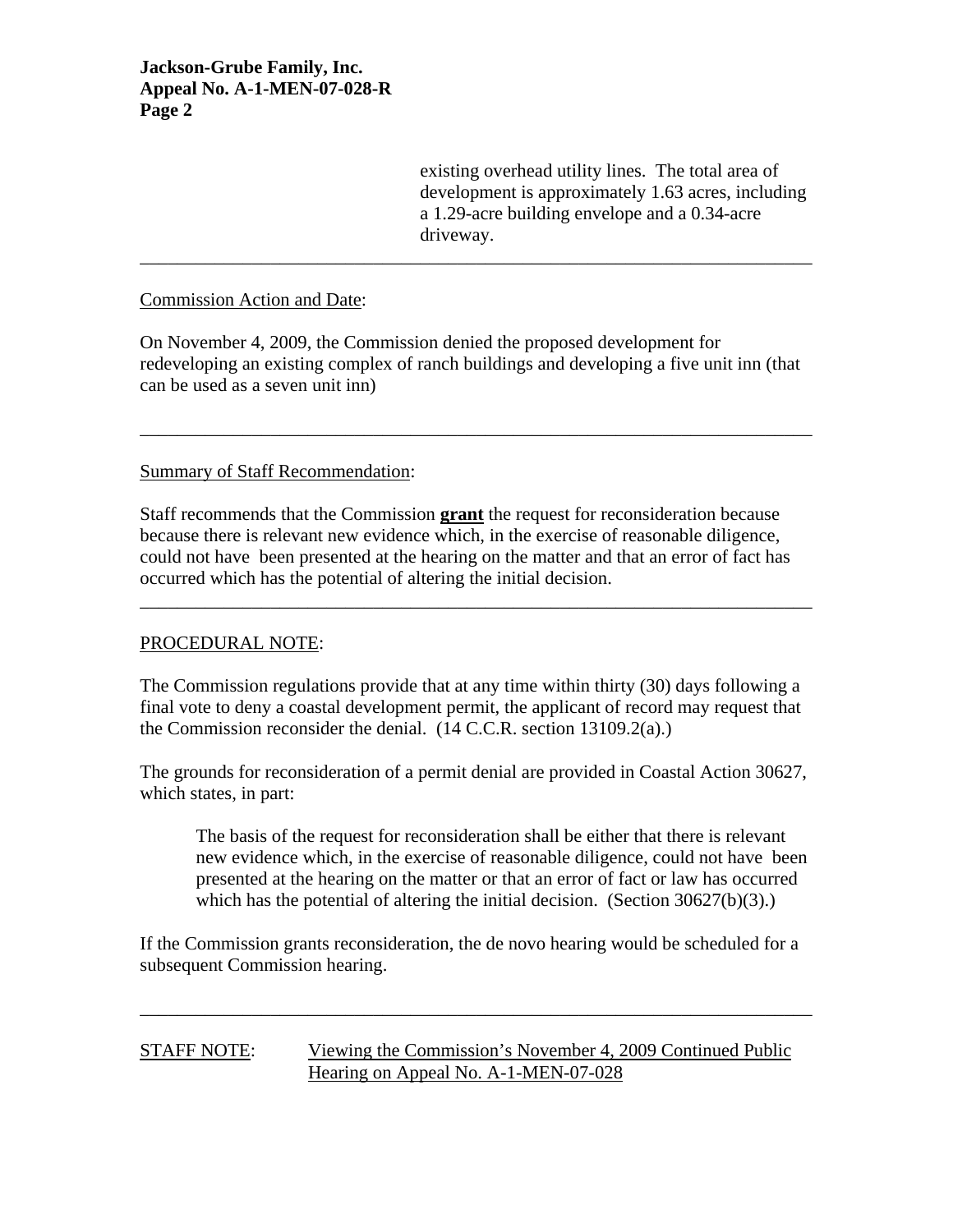existing overhead utility lines. The total area of development is approximately 1.63 acres, including a 1.29-acre building envelope and a 0.34-acre driveway.

---

Commission Action and Date:

On November 4, 2009, the Commission denied the proposed development for redeveloping an existing complex of ranch buildings and developing a five unit inn (that can be used as a seven unit inn)

---

Summary of Staff Recommendation:

Staff recommends that the Commission **grant** the request for reconsideration because because there is relevant new evidence which, in the exercise of reasonable diligence, could not have been presented at the hearing on the matter and that an error of fact has occurred which has the potential of altering the initial decision.

---

PROCEDURAL NOTE:

The Commission regulations provide that at any time within thirty (30) days following a final vote to deny a coastal development permit, the applicant of record may request that the Commission reconsider the denial. (14 C.C.R. section 13109.2(a).)

The grounds for reconsideration of a permit denial are provided in Coastal Action 30627, which states, in part:

> The basis of the request for reconsideration shall be either that there is relevant new evidence which, in the exercise of reasonable diligence, could not have been presented at the hearing on the matter or that an error of fact or law has occurred which has the potential of altering the initial decision. (Section 30627(b)(3).)

If the Commission grants reconsideration, the de novo hearing would be scheduled for a subsequent Commission hearing.

---

STAFF NOTE: Viewing the Commission's November 4, 2009 Continued Public Hearing on Appeal No. A-1-MEN-07-028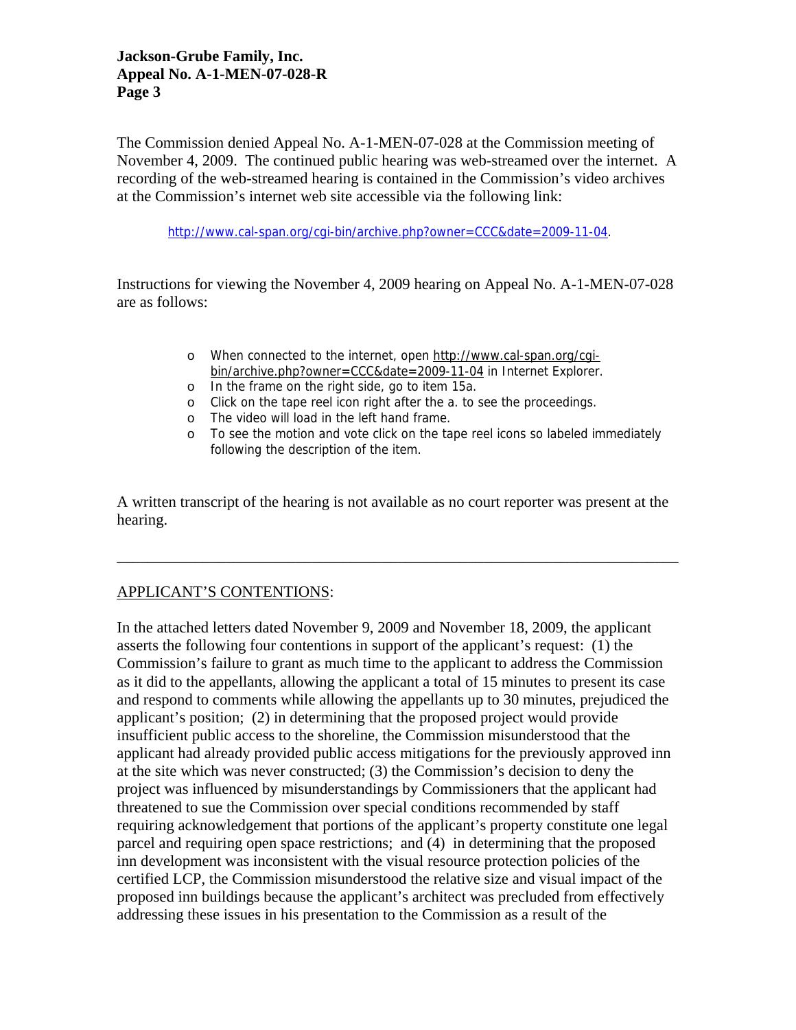The Commission denied Appeal No. A-1-MEN-07-028 at the Commission meeting of November 4, 2009. The continued public hearing was web-streamed over the internet. A recording of the web-streamed hearing is contained in the Commission's video archives at the Commission's internet web site accessible via the following link:

http://www.cal-span.org/cgi-bin/archive.php?owner=CCC&date=2009-11-04.

Instructions for viewing the November 4, 2009 hearing on Appeal No. A-1-MEN-07-028 are as follows:

- When connected to the internet, open http://www.cal-span.org/cgi-bin/archive.php?owner=CCC&date=2009-11-04 in Internet Explorer.
- In the frame on the right side, go to item 15a.
- Click on the tape reel icon right after the a. to see the proceedings.
- The video will load in the left hand frame.
- To see the motion and vote click on the tape reel icons so labeled immediately following the description of the item.

A written transcript of the hearing is not available as no court reporter was present at the hearing.

---

APPLICANT'S CONTENTIONS:

In the attached letters dated November 9, 2009 and November 18, 2009, the applicant asserts the following four contentions in support of the applicant's request: (1) the Commission's failure to grant as much time to the applicant to address the Commission as it did to the appellants, allowing the applicant a total of 15 minutes to present its case and respond to comments while allowing the appellants up to 30 minutes, prejudiced the applicant's position; (2) in determining that the proposed project would provide insufficient public access to the shoreline, the Commission misunderstood that the applicant had already provided public access mitigations for the previously approved inn at the site which was never constructed; (3) the Commission's decision to deny the project was influenced by misunderstandings by Commissioners that the applicant had threatened to sue the Commission over special conditions recommended by staff requiring acknowledgement that portions of the applicant's property constitute one legal parcel and requiring open space restrictions; and (4) in determining that the proposed inn development was inconsistent with the visual resource protection policies of the certified LCP, the Commission misunderstood the relative size and visual impact of the proposed inn buildings because the applicant's architect was precluded from effectively addressing these issues in his presentation to the Commission as a result of the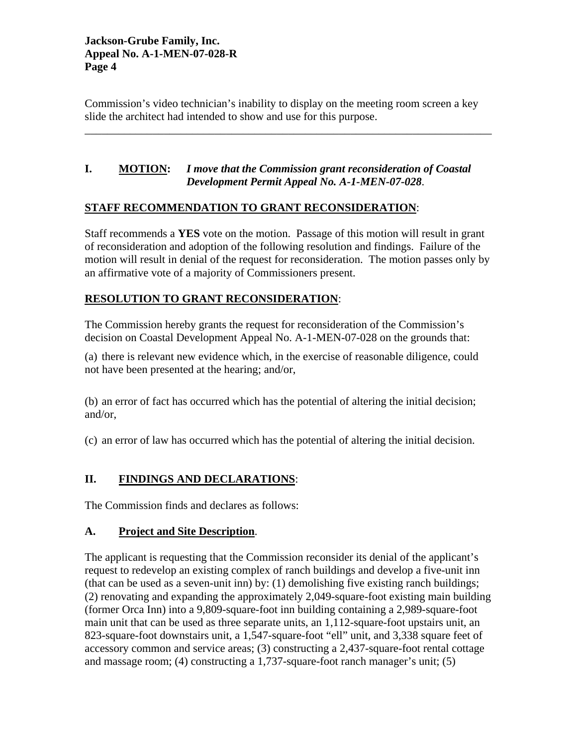Commission's video technician's inability to display on the meeting room screen a key slide the architect had intended to show and use for this purpose.

---

## I. <u>MOTION</u>: *I move that the Commission grant reconsideration of Coastal Development Permit Appeal No. A-1-MEN-07-028*.

### <u>STAFF RECOMMENDATION TO GRANT RECONSIDERATION</u>:

Staff recommends a **YES** vote on the motion. Passage of this motion will result in grant of reconsideration and adoption of the following resolution and findings. Failure of the motion will result in denial of the request for reconsideration. The motion passes only by an affirmative vote of a majority of Commissioners present.

### <u>RESOLUTION TO GRANT RECONSIDERATION</u>:

The Commission hereby grants the request for reconsideration of the Commission's decision on Coastal Development Appeal No. A-1-MEN-07-028 on the grounds that:

(a) there is relevant new evidence which, in the exercise of reasonable diligence, could not have been presented at the hearing; and/or,

(b) an error of fact has occurred which has the potential of altering the initial decision; and/or,

(c) an error of law has occurred which has the potential of altering the initial decision.

## II. <u>FINDINGS AND DECLARATIONS</u>:

The Commission finds and declares as follows:

### A. <u>Project and Site Description</u>.

The applicant is requesting that the Commission reconsider its denial of the applicant's request to redevelop an existing complex of ranch buildings and develop a five-unit inn (that can be used as a seven-unit inn) by: (1) demolishing five existing ranch buildings; (2) renovating and expanding the approximately 2,049-square-foot existing main building (former Orca Inn) into a 9,809-square-foot inn building containing a 2,989-square-foot main unit that can be used as three separate units, an 1,112-square-foot upstairs unit, an 823-square-foot downstairs unit, a 1,547-square-foot "ell" unit, and 3,338 square feet of accessory common and service areas; (3) constructing a 2,437-square-foot rental cottage and massage room; (4) constructing a 1,737-square-foot ranch manager's unit; (5)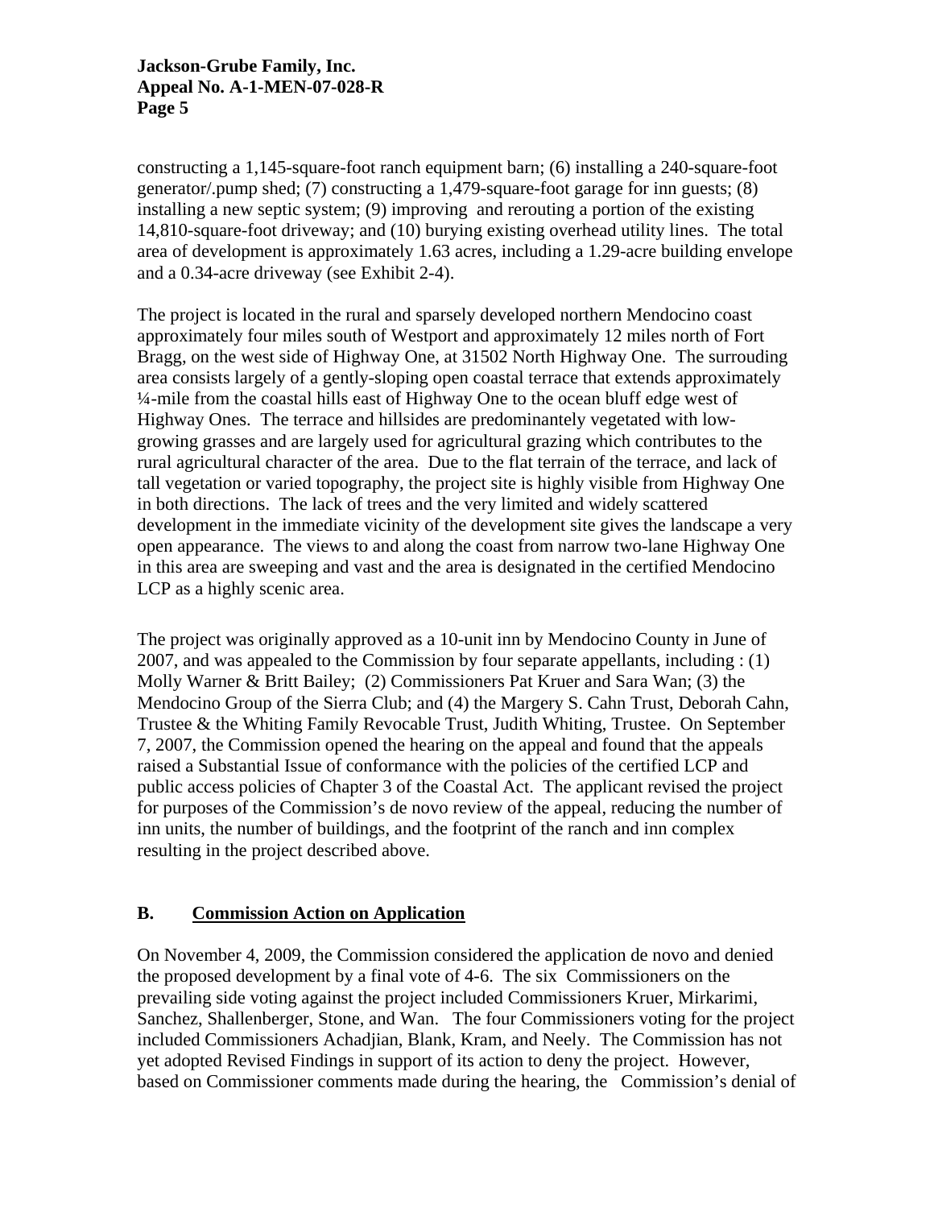constructing a 1,145-square-foot ranch equipment barn; (6) installing a 240-square-foot generator/.pump shed; (7) constructing a 1,479-square-foot garage for inn guests; (8) installing a new septic system; (9) improving and rerouting a portion of the existing 14,810-square-foot driveway; and (10) burying existing overhead utility lines. The total area of development is approximately 1.63 acres, including a 1.29-acre building envelope and a 0.34-acre driveway (see Exhibit 2-4).

The project is located in the rural and sparsely developed northern Mendocino coast approximately four miles south of Westport and approximately 12 miles north of Fort Bragg, on the west side of Highway One, at 31502 North Highway One. The surrouding area consists largely of a gently-sloping open coastal terrace that extends approximately ¼-mile from the coastal hills east of Highway One to the ocean bluff edge west of Highway Ones. The terrace and hillsides are predominantely vegetated with low-growing grasses and are largely used for agricultural grazing which contributes to the rural agricultural character of the area. Due to the flat terrain of the terrace, and lack of tall vegetation or varied topography, the project site is highly visible from Highway One in both directions. The lack of trees and the very limited and widely scattered development in the immediate vicinity of the development site gives the landscape a very open appearance. The views to and along the coast from narrow two-lane Highway One in this area are sweeping and vast and the area is designated in the certified Mendocino LCP as a highly scenic area.

The project was originally approved as a 10-unit inn by Mendocino County in June of 2007, and was appealed to the Commission by four separate appellants, including : (1) Molly Warner & Britt Bailey; (2) Commissioners Pat Kruer and Sara Wan; (3) the Mendocino Group of the Sierra Club; and (4) the Margery S. Cahn Trust, Deborah Cahn, Trustee & the Whiting Family Revocable Trust, Judith Whiting, Trustee. On September 7, 2007, the Commission opened the hearing on the appeal and found that the appeals raised a Substantial Issue of conformance with the policies of the certified LCP and public access policies of Chapter 3 of the Coastal Act. The applicant revised the project for purposes of the Commission's de novo review of the appeal, reducing the number of inn units, the number of buildings, and the footprint of the ranch and inn complex resulting in the project described above.

## B. <u>Commission Action on Application</u>

On November 4, 2009, the Commission considered the application de novo and denied the proposed development by a final vote of 4-6. The six Commissioners on the prevailing side voting against the project included Commissioners Kruer, Mirkarimi, Sanchez, Shallenberger, Stone, and Wan. The four Commissioners voting for the project included Commissioners Achadjian, Blank, Kram, and Neely. The Commission has not yet adopted Revised Findings in support of its action to deny the project. However, based on Commissioner comments made during the hearing, the Commission's denial of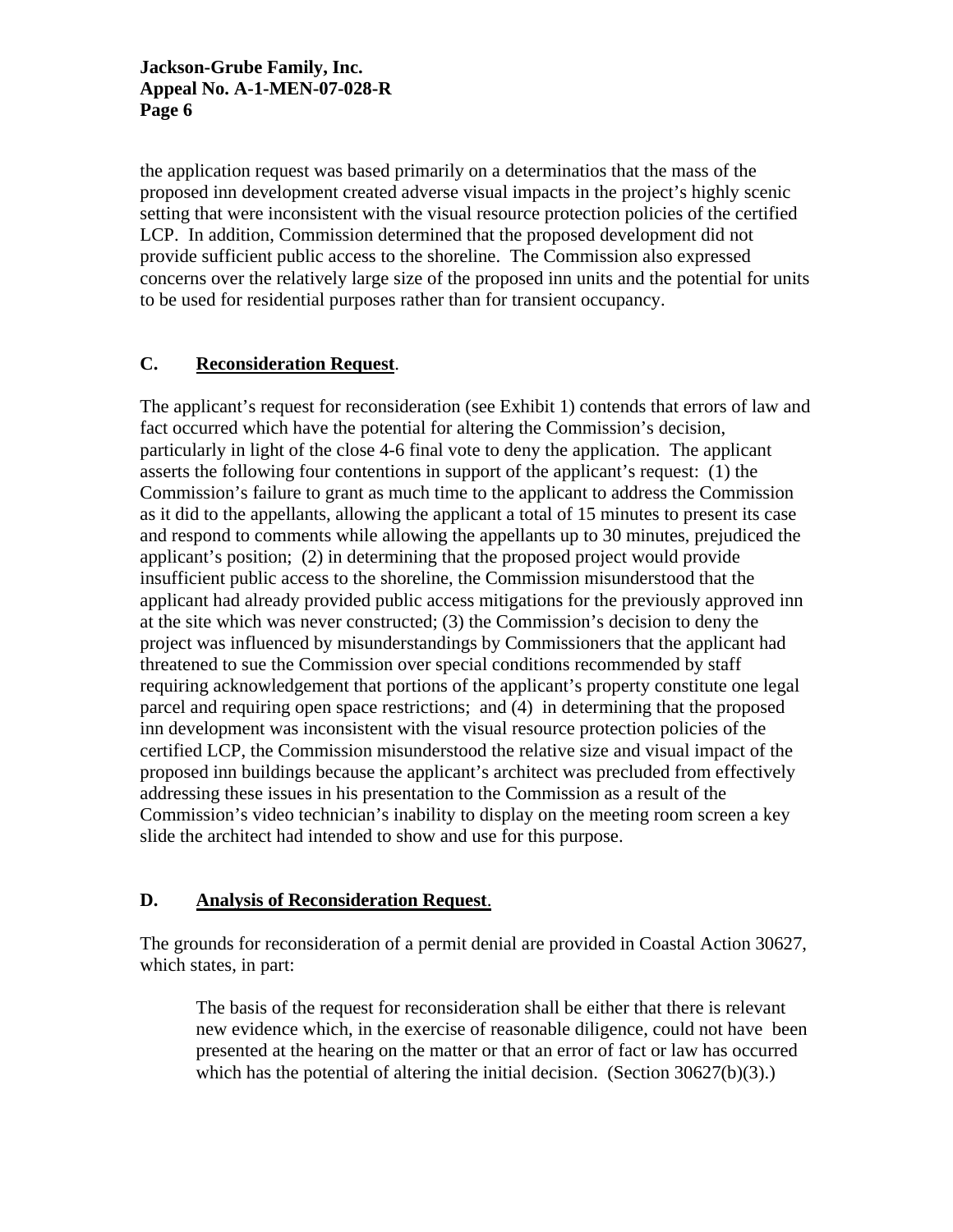the application request was based primarily on a determinatios that the mass of the proposed inn development created adverse visual impacts in the project's highly scenic setting that were inconsistent with the visual resource protection policies of the certified LCP. In addition, Commission determined that the proposed development did not provide sufficient public access to the shoreline. The Commission also expressed concerns over the relatively large size of the proposed inn units and the potential for units to be used for residential purposes rather than for transient occupancy.

## C. Reconsideration Request.

The applicant's request for reconsideration (see Exhibit 1) contends that errors of law and fact occurred which have the potential for altering the Commission's decision, particularly in light of the close 4-6 final vote to deny the application. The applicant asserts the following four contentions in support of the applicant's request: (1) the Commission's failure to grant as much time to the applicant to address the Commission as it did to the appellants, allowing the applicant a total of 15 minutes to present its case and respond to comments while allowing the appellants up to 30 minutes, prejudiced the applicant's position; (2) in determining that the proposed project would provide insufficient public access to the shoreline, the Commission misunderstood that the applicant had already provided public access mitigations for the previously approved inn at the site which was never constructed; (3) the Commission's decision to deny the project was influenced by misunderstandings by Commissioners that the applicant had threatened to sue the Commission over special conditions recommended by staff requiring acknowledgement that portions of the applicant's property constitute one legal parcel and requiring open space restrictions; and (4) in determining that the proposed inn development was inconsistent with the visual resource protection policies of the certified LCP, the Commission misunderstood the relative size and visual impact of the proposed inn buildings because the applicant's architect was precluded from effectively addressing these issues in his presentation to the Commission as a result of the Commission's video technician's inability to display on the meeting room screen a key slide the architect had intended to show and use for this purpose.

## D. Analysis of Reconsideration Request.

The grounds for reconsideration of a permit denial are provided in Coastal Action 30627, which states, in part:

> The basis of the request for reconsideration shall be either that there is relevant new evidence which, in the exercise of reasonable diligence, could not have been presented at the hearing on the matter or that an error of fact or law has occurred which has the potential of altering the initial decision. (Section 30627(b)(3).)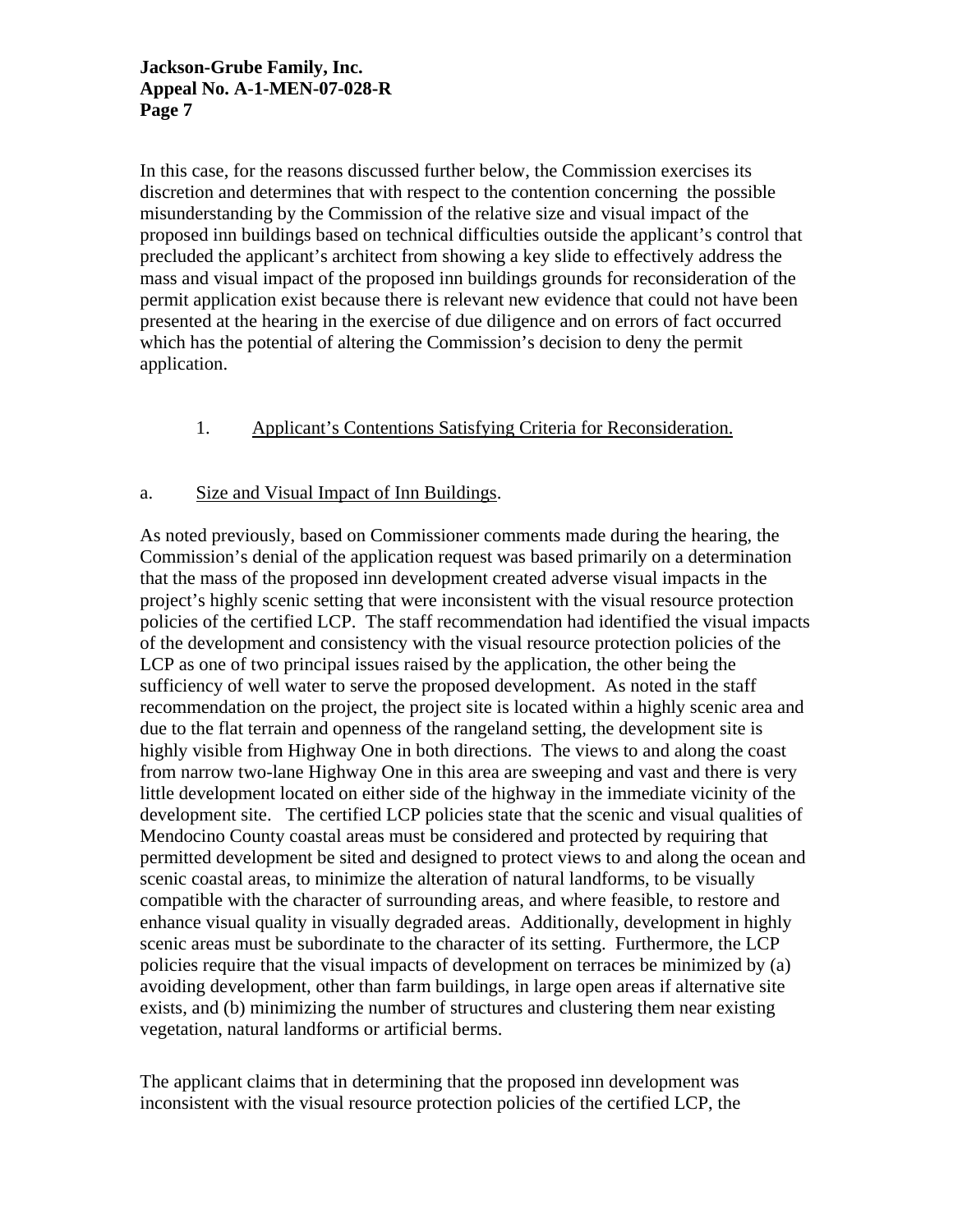In this case, for the reasons discussed further below, the Commission exercises its discretion and determines that with respect to the contention concerning  the possible misunderstanding by the Commission of the relative size and visual impact of the proposed inn buildings based on technical difficulties outside the applicant's control that precluded the applicant's architect from showing a key slide to effectively address the mass and visual impact of the proposed inn buildings grounds for reconsideration of the permit application exist because there is relevant new evidence that could not have been presented at the hearing in the exercise of due diligence and on errors of fact occurred which has the potential of altering the Commission's decision to deny the permit application.

1. Applicant's Contentions Satisfying Criteria for Reconsideration.

a. Size and Visual Impact of Inn Buildings.

As noted previously, based on Commissioner comments made during the hearing, the Commission's denial of the application request was based primarily on a determination that the mass of the proposed inn development created adverse visual impacts in the project's highly scenic setting that were inconsistent with the visual resource protection policies of the certified LCP. The staff recommendation had identified the visual impacts of the development and consistency with the visual resource protection policies of the LCP as one of two principal issues raised by the application, the other being the sufficiency of well water to serve the proposed development. As noted in the staff recommendation on the project, the project site is located within a highly scenic area and due to the flat terrain and openness of the rangeland setting, the development site is highly visible from Highway One in both directions. The views to and along the coast from narrow two-lane Highway One in this area are sweeping and vast and there is very little development located on either side of the highway in the immediate vicinity of the development site. The certified LCP policies state that the scenic and visual qualities of Mendocino County coastal areas must be considered and protected by requiring that permitted development be sited and designed to protect views to and along the ocean and scenic coastal areas, to minimize the alteration of natural landforms, to be visually compatible with the character of surrounding areas, and where feasible, to restore and enhance visual quality in visually degraded areas. Additionally, development in highly scenic areas must be subordinate to the character of its setting. Furthermore, the LCP policies require that the visual impacts of development on terraces be minimized by (a) avoiding development, other than farm buildings, in large open areas if alternative site exists, and (b) minimizing the number of structures and clustering them near existing vegetation, natural landforms or artificial berms.

The applicant claims that in determining that the proposed inn development was inconsistent with the visual resource protection policies of the certified LCP, the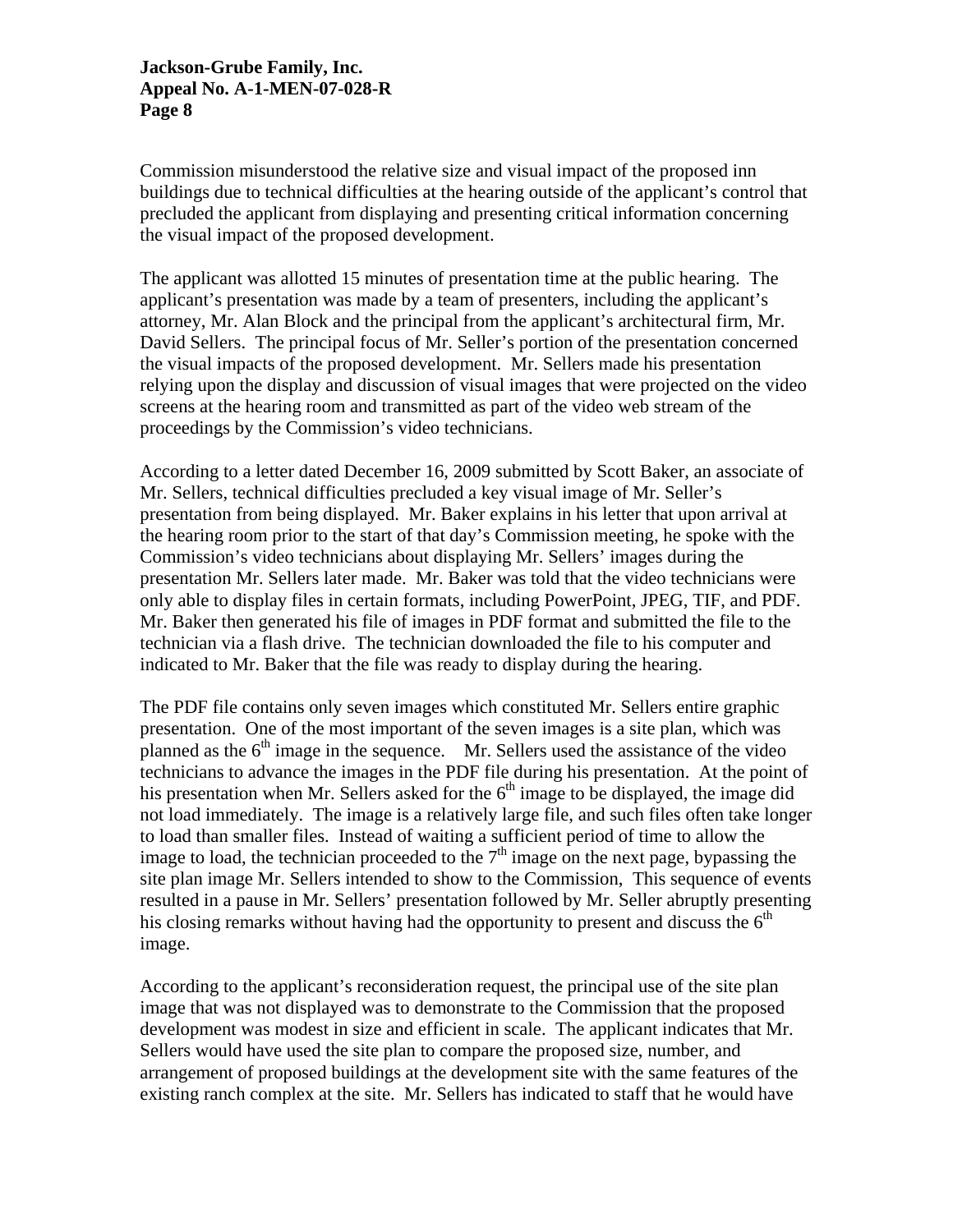Commission misunderstood the relative size and visual impact of the proposed inn buildings due to technical difficulties at the hearing outside of the applicant's control that precluded the applicant from displaying and presenting critical information concerning the visual impact of the proposed development.

The applicant was allotted 15 minutes of presentation time at the public hearing. The applicant's presentation was made by a team of presenters, including the applicant's attorney, Mr. Alan Block and the principal from the applicant's architectural firm, Mr. David Sellers. The principal focus of Mr. Seller's portion of the presentation concerned the visual impacts of the proposed development. Mr. Sellers made his presentation relying upon the display and discussion of visual images that were projected on the video screens at the hearing room and transmitted as part of the video web stream of the proceedings by the Commission's video technicians.

According to a letter dated December 16, 2009 submitted by Scott Baker, an associate of Mr. Sellers, technical difficulties precluded a key visual image of Mr. Seller's presentation from being displayed. Mr. Baker explains in his letter that upon arrival at the hearing room prior to the start of that day's Commission meeting, he spoke with the Commission's video technicians about displaying Mr. Sellers' images during the presentation Mr. Sellers later made. Mr. Baker was told that the video technicians were only able to display files in certain formats, including PowerPoint, JPEG, TIF, and PDF. Mr. Baker then generated his file of images in PDF format and submitted the file to the technician via a flash drive. The technician downloaded the file to his computer and indicated to Mr. Baker that the file was ready to display during the hearing.

The PDF file contains only seven images which constituted Mr. Sellers entire graphic presentation. One of the most important of the seven images is a site plan, which was planned as the 6th image in the sequence. Mr. Sellers used the assistance of the video technicians to advance the images in the PDF file during his presentation. At the point of his presentation when Mr. Sellers asked for the 6th image to be displayed, the image did not load immediately. The image is a relatively large file, and such files often take longer to load than smaller files. Instead of waiting a sufficient period of time to allow the image to load, the technician proceeded to the 7th image on the next page, bypassing the site plan image Mr. Sellers intended to show to the Commission, This sequence of events resulted in a pause in Mr. Sellers' presentation followed by Mr. Seller abruptly presenting his closing remarks without having had the opportunity to present and discuss the 6th image.

According to the applicant's reconsideration request, the principal use of the site plan image that was not displayed was to demonstrate to the Commission that the proposed development was modest in size and efficient in scale. The applicant indicates that Mr. Sellers would have used the site plan to compare the proposed size, number, and arrangement of proposed buildings at the development site with the same features of the existing ranch complex at the site. Mr. Sellers has indicated to staff that he would have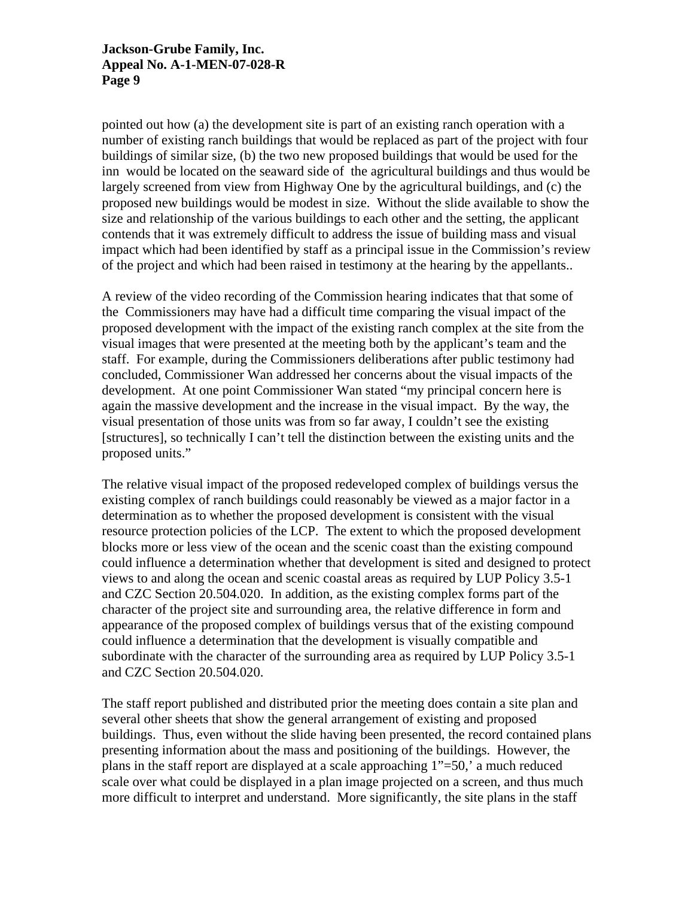pointed out how (a) the development site is part of an existing ranch operation with a number of existing ranch buildings that would be replaced as part of the project with four buildings of similar size, (b) the two new proposed buildings that would be used for the inn would be located on the seaward side of the agricultural buildings and thus would be largely screened from view from Highway One by the agricultural buildings, and (c) the proposed new buildings would be modest in size. Without the slide available to show the size and relationship of the various buildings to each other and the setting, the applicant contends that it was extremely difficult to address the issue of building mass and visual impact which had been identified by staff as a principal issue in the Commission's review of the project and which had been raised in testimony at the hearing by the appellants..

A review of the video recording of the Commission hearing indicates that that some of the Commissioners may have had a difficult time comparing the visual impact of the proposed development with the impact of the existing ranch complex at the site from the visual images that were presented at the meeting both by the applicant's team and the staff. For example, during the Commissioners deliberations after public testimony had concluded, Commissioner Wan addressed her concerns about the visual impacts of the development. At one point Commissioner Wan stated "my principal concern here is again the massive development and the increase in the visual impact. By the way, the visual presentation of those units was from so far away, I couldn't see the existing [structures], so technically I can't tell the distinction between the existing units and the proposed units."

The relative visual impact of the proposed redeveloped complex of buildings versus the existing complex of ranch buildings could reasonably be viewed as a major factor in a determination as to whether the proposed development is consistent with the visual resource protection policies of the LCP. The extent to which the proposed development blocks more or less view of the ocean and the scenic coast than the existing compound could influence a determination whether that development is sited and designed to protect views to and along the ocean and scenic coastal areas as required by LUP Policy 3.5-1 and CZC Section 20.504.020. In addition, as the existing complex forms part of the character of the project site and surrounding area, the relative difference in form and appearance of the proposed complex of buildings versus that of the existing compound could influence a determination that the development is visually compatible and subordinate with the character of the surrounding area as required by LUP Policy 3.5-1 and CZC Section 20.504.020.

The staff report published and distributed prior the meeting does contain a site plan and several other sheets that show the general arrangement of existing and proposed buildings. Thus, even without the slide having been presented, the record contained plans presenting information about the mass and positioning of the buildings. However, the plans in the staff report are displayed at a scale approaching 1"=50,' a much reduced scale over what could be displayed in a plan image projected on a screen, and thus much more difficult to interpret and understand. More significantly, the site plans in the staff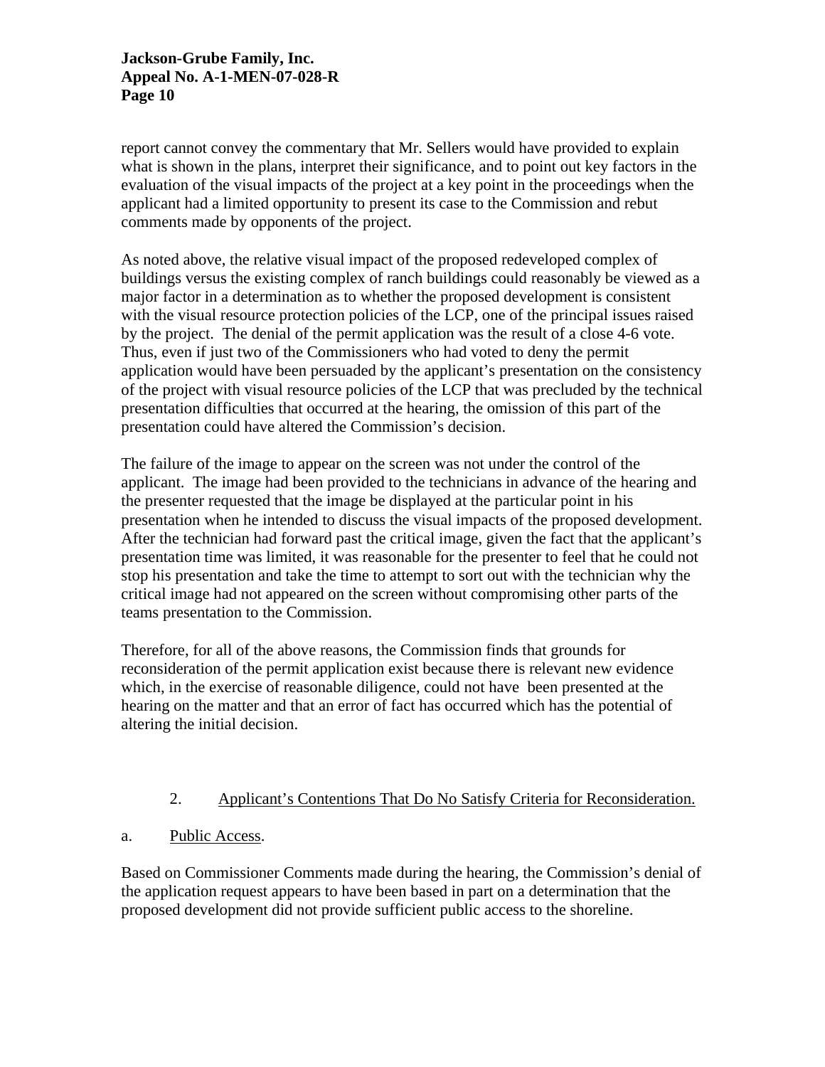report cannot convey the commentary that Mr. Sellers would have provided to explain what is shown in the plans, interpret their significance, and to point out key factors in the evaluation of the visual impacts of the project at a key point in the proceedings when the applicant had a limited opportunity to present its case to the Commission and rebut comments made by opponents of the project.

As noted above, the relative visual impact of the proposed redeveloped complex of buildings versus the existing complex of ranch buildings could reasonably be viewed as a major factor in a determination as to whether the proposed development is consistent with the visual resource protection policies of the LCP, one of the principal issues raised by the project. The denial of the permit application was the result of a close 4-6 vote. Thus, even if just two of the Commissioners who had voted to deny the permit application would have been persuaded by the applicant's presentation on the consistency of the project with visual resource policies of the LCP that was precluded by the technical presentation difficulties that occurred at the hearing, the omission of this part of the presentation could have altered the Commission's decision.

The failure of the image to appear on the screen was not under the control of the applicant. The image had been provided to the technicians in advance of the hearing and the presenter requested that the image be displayed at the particular point in his presentation when he intended to discuss the visual impacts of the proposed development. After the technician had forward past the critical image, given the fact that the applicant's presentation time was limited, it was reasonable for the presenter to feel that he could not stop his presentation and take the time to attempt to sort out with the technician why the critical image had not appeared on the screen without compromising other parts of the teams presentation to the Commission.

Therefore, for all of the above reasons, the Commission finds that grounds for reconsideration of the permit application exist because there is relevant new evidence which, in the exercise of reasonable diligence, could not have been presented at the hearing on the matter and that an error of fact has occurred which has the potential of altering the initial decision.

2. Applicant's Contentions That Do No Satisfy Criteria for Reconsideration.

a. Public Access.

Based on Commissioner Comments made during the hearing, the Commission's denial of the application request appears to have been based in part on a determination that the proposed development did not provide sufficient public access to the shoreline.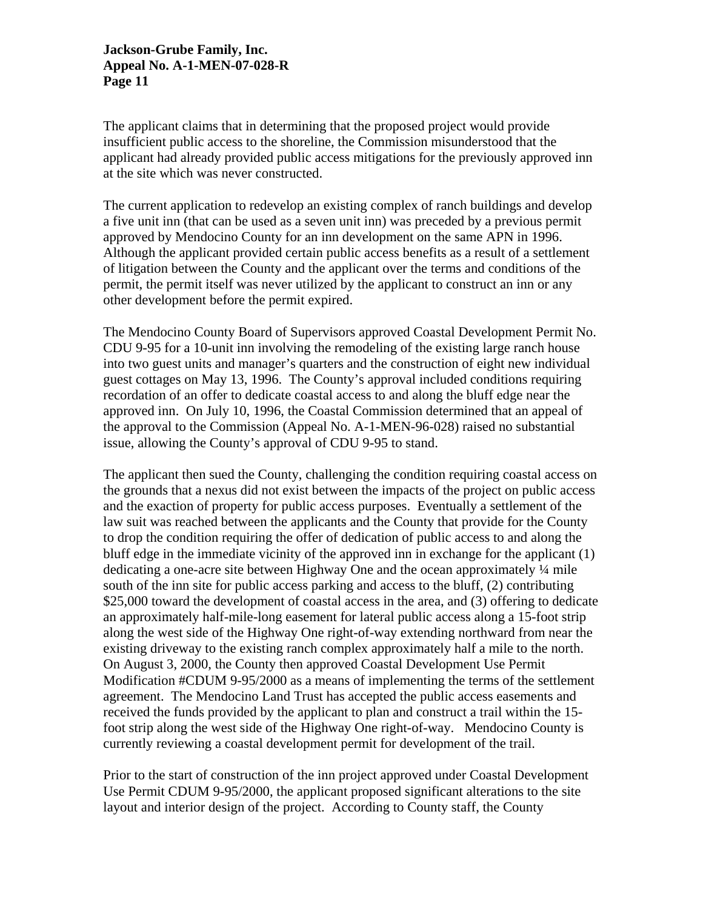The applicant claims that in determining that the proposed project would provide insufficient public access to the shoreline, the Commission misunderstood that the applicant had already provided public access mitigations for the previously approved inn at the site which was never constructed.

The current application to redevelop an existing complex of ranch buildings and develop a five unit inn (that can be used as a seven unit inn) was preceded by a previous permit approved by Mendocino County for an inn development on the same APN in 1996. Although the applicant provided certain public access benefits as a result of a settlement of litigation between the County and the applicant over the terms and conditions of the permit, the permit itself was never utilized by the applicant to construct an inn or any other development before the permit expired.

The Mendocino County Board of Supervisors approved Coastal Development Permit No. CDU 9-95 for a 10-unit inn involving the remodeling of the existing large ranch house into two guest units and manager's quarters and the construction of eight new individual guest cottages on May 13, 1996. The County's approval included conditions requiring recordation of an offer to dedicate coastal access to and along the bluff edge near the approved inn. On July 10, 1996, the Coastal Commission determined that an appeal of the approval to the Commission (Appeal No. A-1-MEN-96-028) raised no substantial issue, allowing the County's approval of CDU 9-95 to stand.

The applicant then sued the County, challenging the condition requiring coastal access on the grounds that a nexus did not exist between the impacts of the project on public access and the exaction of property for public access purposes. Eventually a settlement of the law suit was reached between the applicants and the County that provide for the County to drop the condition requiring the offer of dedication of public access to and along the bluff edge in the immediate vicinity of the approved inn in exchange for the applicant (1) dedicating a one-acre site between Highway One and the ocean approximately ¼ mile south of the inn site for public access parking and access to the bluff, (2) contributing $25,000 toward the development of coastal access in the area, and (3) offering to dedicate an approximately half-mile-long easement for lateral public access along a 15-foot strip along the west side of the Highway One right-of-way extending northward from near the existing driveway to the existing ranch complex approximately half a mile to the north. On August 3, 2000, the County then approved Coastal Development Use Permit Modification #CDUM 9-95/2000 as a means of implementing the terms of the settlement agreement. The Mendocino Land Trust has accepted the public access easements and received the funds provided by the applicant to plan and construct a trail within the 15-foot strip along the west side of the Highway One right-of-way. Mendocino County is currently reviewing a coastal development permit for development of the trail.

Prior to the start of construction of the inn project approved under Coastal Development Use Permit CDUM 9-95/2000, the applicant proposed significant alterations to the site layout and interior design of the project. According to County staff, the County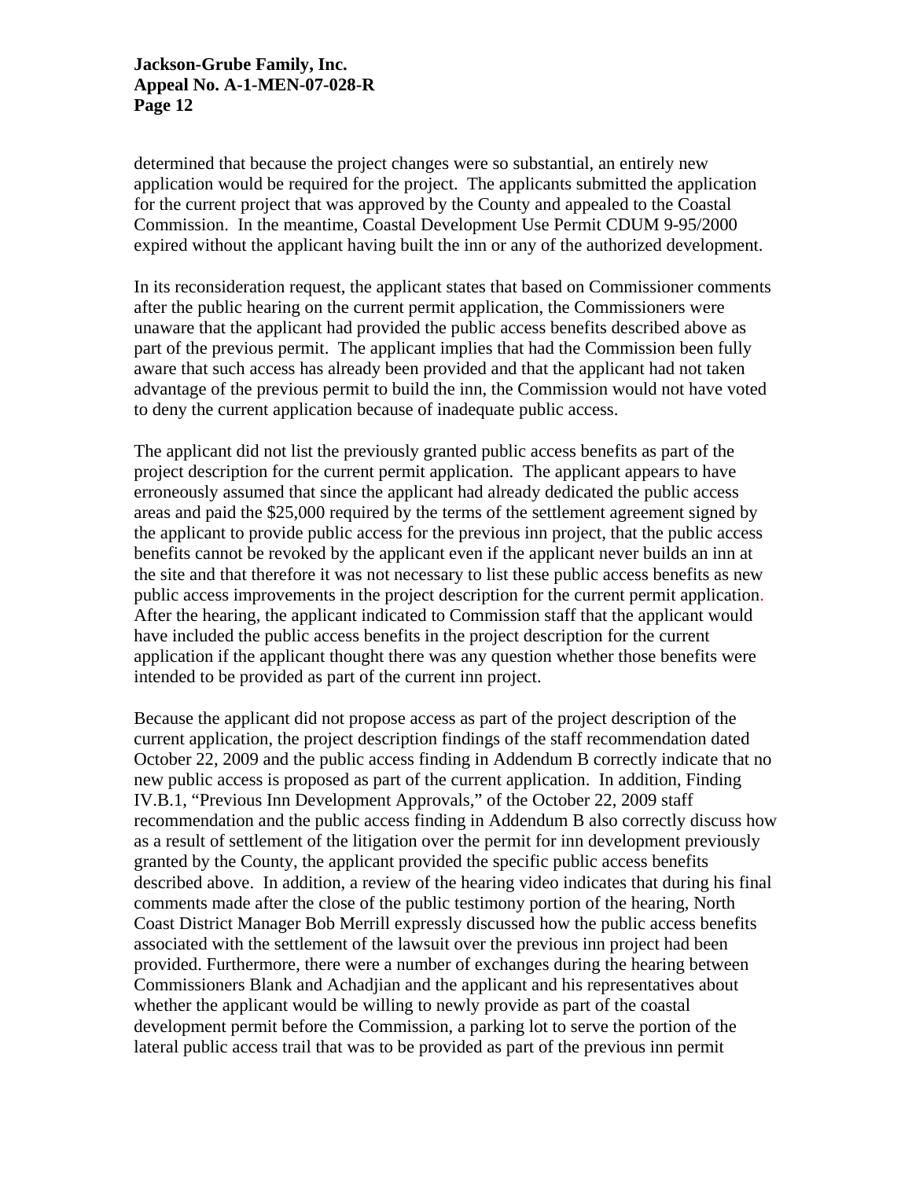determined that because the project changes were so substantial, an entirely new application would be required for the project. The applicants submitted the application for the current project that was approved by the County and appealed to the Coastal Commission. In the meantime, Coastal Development Use Permit CDUM 9-95/2000 expired without the applicant having built the inn or any of the authorized development.

In its reconsideration request, the applicant states that based on Commissioner comments after the public hearing on the current permit application, the Commissioners were unaware that the applicant had provided the public access benefits described above as part of the previous permit. The applicant implies that had the Commission been fully aware that such access has already been provided and that the applicant had not taken advantage of the previous permit to build the inn, the Commission would not have voted to deny the current application because of inadequate public access.

The applicant did not list the previously granted public access benefits as part of the project description for the current permit application. The applicant appears to have erroneously assumed that since the applicant had already dedicated the public access areas and paid the $25,000 required by the terms of the settlement agreement signed by the applicant to provide public access for the previous inn project, that the public access benefits cannot be revoked by the applicant even if the applicant never builds an inn at the site and that therefore it was not necessary to list these public access benefits as new public access improvements in the project description for the current permit application. After the hearing, the applicant indicated to Commission staff that the applicant would have included the public access benefits in the project description for the current application if the applicant thought there was any question whether those benefits were intended to be provided as part of the current inn project.

Because the applicant did not propose access as part of the project description of the current application, the project description findings of the staff recommendation dated October 22, 2009 and the public access finding in Addendum B correctly indicate that no new public access is proposed as part of the current application. In addition, Finding IV.B.1, "Previous Inn Development Approvals," of the October 22, 2009 staff recommendation and the public access finding in Addendum B also correctly discuss how as a result of settlement of the litigation over the permit for inn development previously granted by the County, the applicant provided the specific public access benefits described above. In addition, a review of the hearing video indicates that during his final comments made after the close of the public testimony portion of the hearing, North Coast District Manager Bob Merrill expressly discussed how the public access benefits associated with the settlement of the lawsuit over the previous inn project had been provided. Furthermore, there were a number of exchanges during the hearing between Commissioners Blank and Achadjian and the applicant and his representatives about whether the applicant would be willing to newly provide as part of the coastal development permit before the Commission, a parking lot to serve the portion of the lateral public access trail that was to be provided as part of the previous inn permit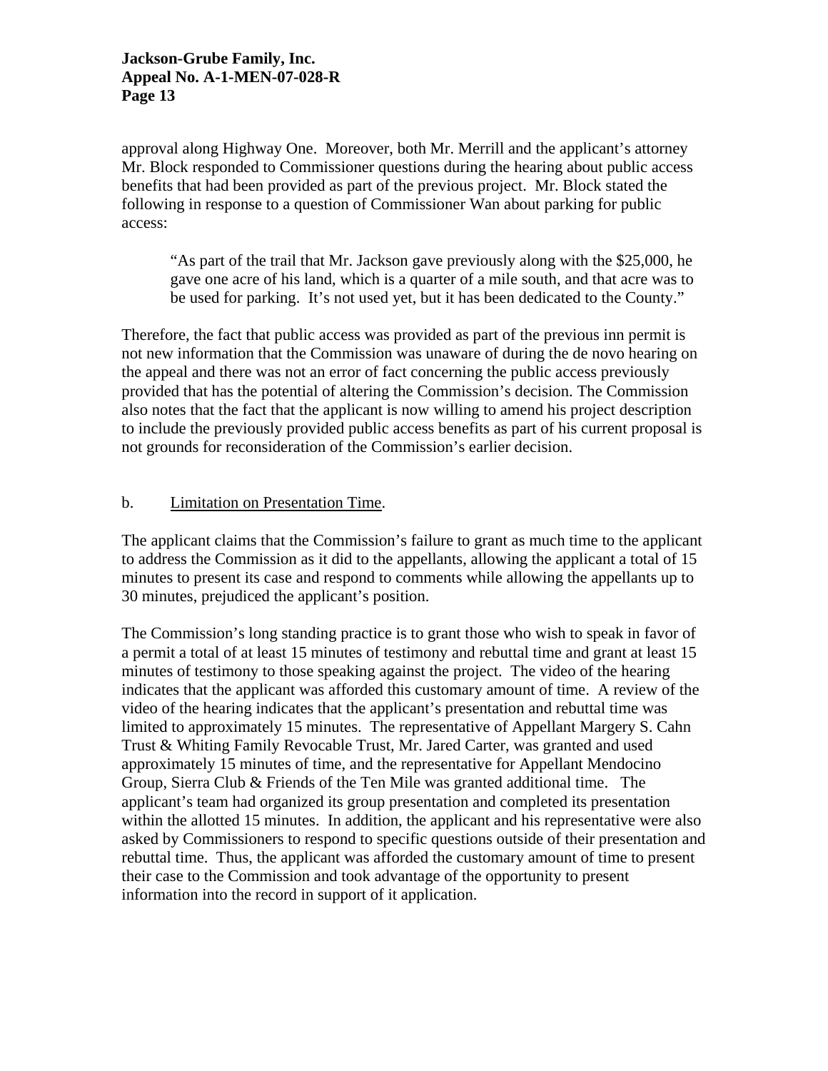approval along Highway One. Moreover, both Mr. Merrill and the applicant's attorney Mr. Block responded to Commissioner questions during the hearing about public access benefits that had been provided as part of the previous project. Mr. Block stated the following in response to a question of Commissioner Wan about parking for public access:

> "As part of the trail that Mr. Jackson gave previously along with the $25,000, he gave one acre of his land, which is a quarter of a mile south, and that acre was to be used for parking. It's not used yet, but it has been dedicated to the County."

Therefore, the fact that public access was provided as part of the previous inn permit is not new information that the Commission was unaware of during the de novo hearing on the appeal and there was not an error of fact concerning the public access previously provided that has the potential of altering the Commission's decision. The Commission also notes that the fact that the applicant is now willing to amend his project description to include the previously provided public access benefits as part of his current proposal is not grounds for reconsideration of the Commission's earlier decision.

b. <u>Limitation on Presentation Time</u>.

The applicant claims that the Commission's failure to grant as much time to the applicant to address the Commission as it did to the appellants, allowing the applicant a total of 15 minutes to present its case and respond to comments while allowing the appellants up to 30 minutes, prejudiced the applicant's position.

The Commission's long standing practice is to grant those who wish to speak in favor of a permit a total of at least 15 minutes of testimony and rebuttal time and grant at least 15 minutes of testimony to those speaking against the project. The video of the hearing indicates that the applicant was afforded this customary amount of time. A review of the video of the hearing indicates that the applicant's presentation and rebuttal time was limited to approximately 15 minutes. The representative of Appellant Margery S. Cahn Trust & Whiting Family Revocable Trust, Mr. Jared Carter, was granted and used approximately 15 minutes of time, and the representative for Appellant Mendocino Group, Sierra Club & Friends of the Ten Mile was granted additional time. The applicant's team had organized its group presentation and completed its presentation within the allotted 15 minutes. In addition, the applicant and his representative were also asked by Commissioners to respond to specific questions outside of their presentation and rebuttal time. Thus, the applicant was afforded the customary amount of time to present their case to the Commission and took advantage of the opportunity to present information into the record in support of it application.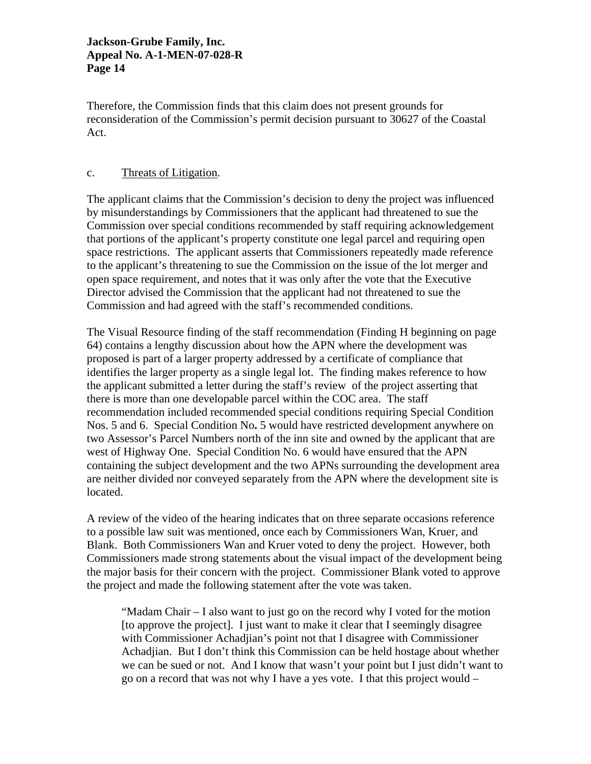Therefore, the Commission finds that this claim does not present grounds for reconsideration of the Commission's permit decision pursuant to 30627 of the Coastal Act.

c. Threats of Litigation.

The applicant claims that the Commission's decision to deny the project was influenced by misunderstandings by Commissioners that the applicant had threatened to sue the Commission over special conditions recommended by staff requiring acknowledgement that portions of the applicant's property constitute one legal parcel and requiring open space restrictions. The applicant asserts that Commissioners repeatedly made reference to the applicant's threatening to sue the Commission on the issue of the lot merger and open space requirement, and notes that it was only after the vote that the Executive Director advised the Commission that the applicant had not threatened to sue the Commission and had agreed with the staff's recommended conditions.

The Visual Resource finding of the staff recommendation (Finding H beginning on page 64) contains a lengthy discussion about how the APN where the development was proposed is part of a larger property addressed by a certificate of compliance that identifies the larger property as a single legal lot. The finding makes reference to how the applicant submitted a letter during the staff's review of the project asserting that there is more than one developable parcel within the COC area. The staff recommendation included recommended special conditions requiring Special Condition Nos. 5 and 6. Special Condition No. 5 would have restricted development anywhere on two Assessor's Parcel Numbers north of the inn site and owned by the applicant that are west of Highway One. Special Condition No. 6 would have ensured that the APN containing the subject development and the two APNs surrounding the development area are neither divided nor conveyed separately from the APN where the development site is located.

A review of the video of the hearing indicates that on three separate occasions reference to a possible law suit was mentioned, once each by Commissioners Wan, Kruer, and Blank. Both Commissioners Wan and Kruer voted to deny the project. However, both Commissioners made strong statements about the visual impact of the development being the major basis for their concern with the project. Commissioner Blank voted to approve the project and made the following statement after the vote was taken.

> "Madam Chair – I also want to just go on the record why I voted for the motion [to approve the project]. I just want to make it clear that I seemingly disagree with Commissioner Achadjian's point not that I disagree with Commissioner Achadjian. But I don't think this Commission can be held hostage about whether we can be sued or not. And I know that wasn't your point but I just didn't want to go on a record that was not why I have a yes vote. I that this project would –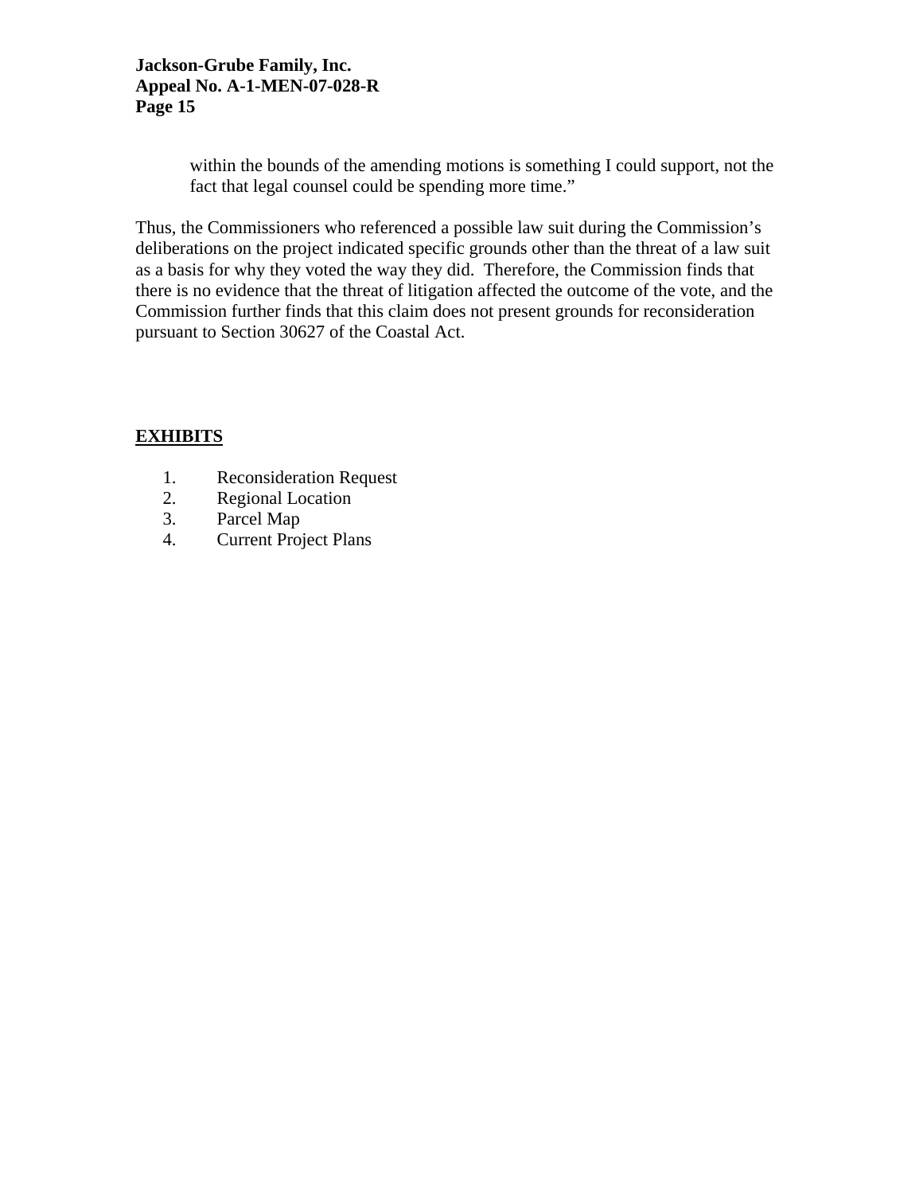> within the bounds of the amending motions is something I could support, not the fact that legal counsel could be spending more time."

Thus, the Commissioners who referenced a possible law suit during the Commission's deliberations on the project indicated specific grounds other than the threat of a law suit as a basis for why they voted the way they did. Therefore, the Commission finds that there is no evidence that the threat of litigation affected the outcome of the vote, and the Commission further finds that this claim does not present grounds for reconsideration pursuant to Section 30627 of the Coastal Act.

**EXHIBITS**

1. Reconsideration Request
2. Regional Location
3. Parcel Map
4. Current Project Plans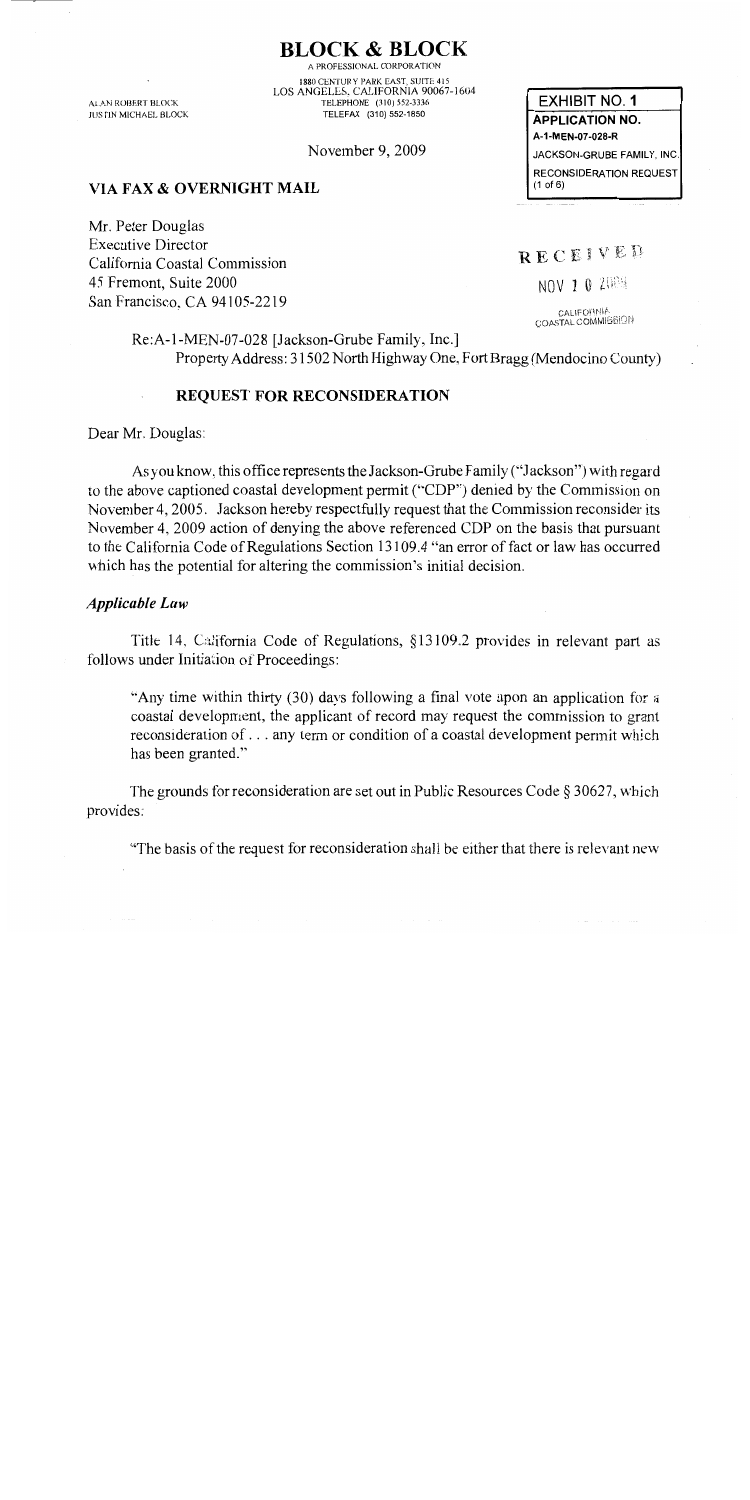# BLOCK & BLOCK

A PROFESSIONAL CORPORATION
1880 CENTURY PARK EAST, SUITE 415
LOS ANGELES, CALIFORNIA 90067-1604
TELEPHONE (310) 552-3336
TELEFAX (310) 552-1850

ALAN ROBERT BLOCK
JUSTIN MICHAEL BLOCK

November 9, 2009

**EXHIBIT NO. 1**
**APPLICATION NO.**
**A-1-MEN-07-028-R**
JACKSON-GRUBE FAMILY, INC.
RECONSIDERATION REQUEST
(1 of 6)

**VIA FAX & OVERNIGHT MAIL**

RECEIVED
NOV 10 2009
CALIFORNIA
COASTAL COMMISSION

Mr. Peter Douglas
Executive Director
California Coastal Commission
45 Fremont, Suite 2000
San Francisco, CA 94105-2219

Re:A-1-MEN-07-028 [Jackson-Grube Family, Inc.]
Property Address: 31502 North Highway One, Fort Bragg (Mendocino County)

**REQUEST FOR RECONSIDERATION**

Dear Mr. Douglas:

As you know, this office represents the Jackson-Grube Family ("Jackson") with regard to the above captioned coastal development permit ("CDP") denied by the Commission on November 4, 2005. Jackson hereby respectfully request that the Commission reconsider its November 4, 2009 action of denying the above referenced CDP on the basis that pursuant to the California Code of Regulations Section 13109.4 "an error of fact or law has occurred which has the potential for altering the commission's initial decision.

### *Applicable Law*

Title 14, California Code of Regulations, §13109.2 provides in relevant part as follows under Initiation of Proceedings:

> "Any time within thirty (30) days following a final vote upon an application for a coastal development, the applicant of record may request the commission to grant reconsideration of . . . any term or condition of a coastal development permit which has been granted."

The grounds for reconsideration are set out in Public Resources Code § 30627, which provides:

> "The basis of the request for reconsideration shall be either that there is relevant new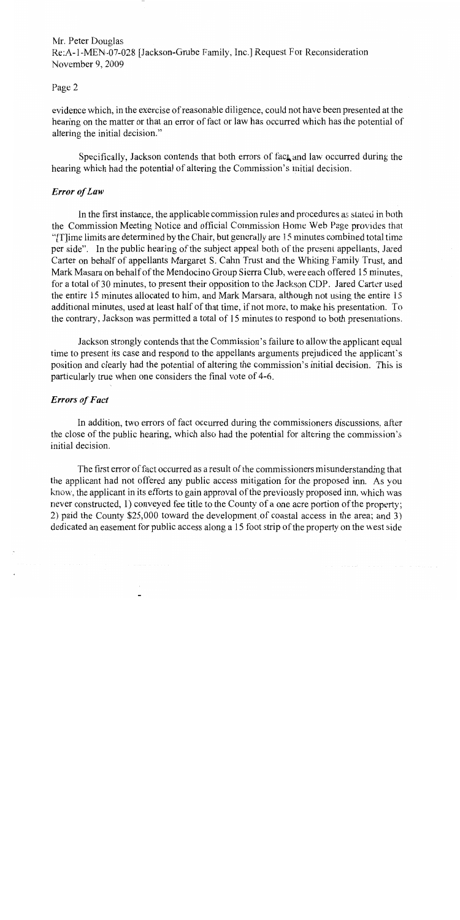Mr. Peter Douglas
Re:A-1-MEN-07-028 [Jackson-Grube Family, Inc.] Request For Reconsideration
November 9, 2009

evidence which, in the exercise of reasonable diligence, could not have been presented at the hearing on the matter or that an error of fact or law has occurred which has the potential of altering the initial decision."

Specifically, Jackson contends that both errors of fact and law occurred during the hearing which had the potential of altering the Commission's initial decision.

### *Error of Law*

In the first instance, the applicable commission rules and procedures as stated in both the Commission Meeting Notice and official Commission Home Web Page provides that "[T]ime limits are determined by the Chair, but generally are 15 minutes combined total time per side". In the public hearing of the subject appeal both of the present appellants, Jared Carter on behalf of appellants Margaret S. Cahn Trust and the Whiting Family Trust, and Mark Masara on behalf of the Mendocino Group Sierra Club, were each offered 15 minutes, for a total of 30 minutes, to present their opposition to the Jackson CDP. Jared Carter used the entire 15 minutes allocated to him, and Mark Marsara, although not using the entire 15 additional minutes, used at least half of that time, if not more, to make his presentation. To the contrary, Jackson was permitted a total of 15 minutes to respond to both presentations.

Jackson strongly contends that the Commission's failure to allow the applicant equal time to present its case and respond to the appellants arguments prejudiced the applicant's position and clearly had the potential of altering the commission's initial decision. This is particularly true when one considers the final vote of 4-6.

### *Errors of Fact*

In addition, two errors of fact occurred during the commissioners discussions, after the close of the public hearing, which also had the potential for altering the commission's initial decision.

The first error of fact occurred as a result of the commissioners misunderstanding that the applicant had not offered any public access mitigation for the proposed inn. As you know, the applicant in its efforts to gain approval of the previously proposed inn, which was never constructed, 1) conveyed fee title to the County of a one acre portion of the property; 2) paid the County $25,000 toward the development of coastal access in the area; and 3) dedicated an easement for public access along a 15 foot strip of the property on the west side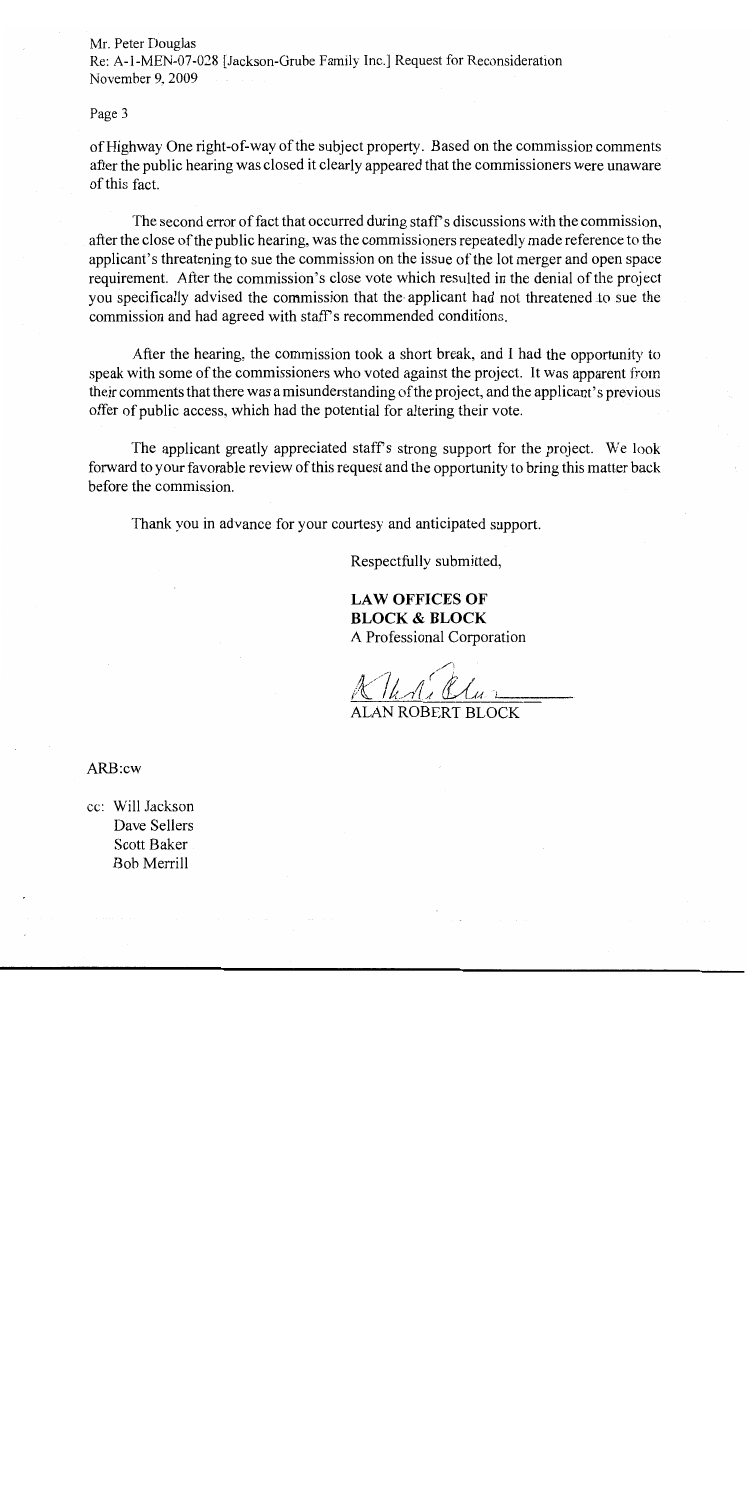of Highway One right-of-way of the subject property. Based on the commission comments after the public hearing was closed it clearly appeared that the commissioners were unaware of this fact.

The second error of fact that occurred during staff's discussions with the commission, after the close of the public hearing, was the commissioners repeatedly made reference to the applicant's threatening to sue the commission on the issue of the lot merger and open space requirement. After the commission's close vote which resulted in the denial of the project you specifically advised the commission that the applicant had not threatened to sue the commission and had agreed with staff's recommended conditions.

After the hearing, the commission took a short break, and I had the opportunity to speak with some of the commissioners who voted against the project. It was apparent from their comments that there was a misunderstanding of the project, and the applicant's previous offer of public access, which had the potential for altering their vote.

The applicant greatly appreciated staff's strong support for the project. We look forward to your favorable review of this request and the opportunity to bring this matter back before the commission.

Thank you in advance for your courtesy and anticipated support.

Respectfully submitted,

**LAW OFFICES OF**
**BLOCK & BLOCK**
A Professional Corporation

ALAN ROBERT BLOCK

ARB:cw

cc: Will Jackson
Dave Sellers
Scott Baker
Bob Merrill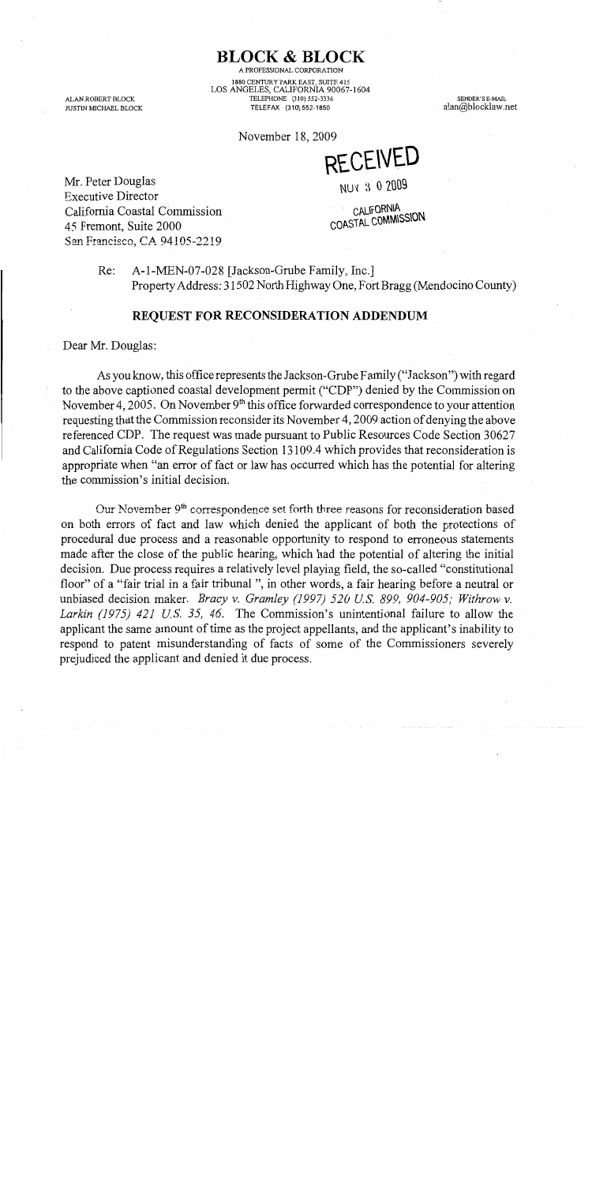# BLOCK & BLOCK

A PROFESSIONAL CORPORATION
1880 CENTURY PARK EAST, SUITE 415
LOS ANGELES, CALIFORNIA 90067-1604
TELEPHONE (310) 552-3336
TELEFAX (310) 552-1850

ALAN ROBERT BLOCK
JUSTIN MICHAEL BLOCK

SENDER'S E-MAIL
alan@blocklaw.net

November 18, 2009

RECEIVED
NOV 3 0 2009
CALIFORNIA
COASTAL COMMISSION

Mr. Peter Douglas
Executive Director
California Coastal Commission
45 Fremont, Suite 2000
San Francisco, CA 94105-2219

Re: A-1-MEN-07-028 [Jackson-Grube Family, Inc.]
Property Address: 31502 North Highway One, Fort Bragg (Mendocino County)

## REQUEST FOR RECONSIDERATION ADDENDUM

Dear Mr. Douglas:

As you know, this office represents the Jackson-Grube Family ("Jackson") with regard to the above captioned coastal development permit ("CDP") denied by the Commission on November 4, 2005. On November 9th this office forwarded correspondence to your attention requesting that the Commission reconsider its November 4, 2009 action of denying the above referenced CDP. The request was made pursuant to Public Resources Code Section 30627 and California Code of Regulations Section 13109.4 which provides that reconsideration is appropriate when "an error of fact or law has occurred which has the potential for altering the commission's initial decision.

Our November 9th correspondence set forth three reasons for reconsideration based on both errors of fact and law which denied the applicant of both the protections of procedural due process and a reasonable opportunity to respond to erroneous statements made after the close of the public hearing, which had the potential of altering the initial decision. Due process requires a relatively level playing field, the so-called "constitutional floor" of a "fair trial in a fair tribunal ", in other words, a fair hearing before a neutral or unbiased decision maker. *Bracy v. Gramley (1997) 520 U.S. 899, 904-905; Withrow v. Larkin (1975) 421 U.S. 35, 46.* The Commission's unintentional failure to allow the applicant the same amount of time as the project appellants, and the applicant's inability to respond to patent misunderstanding of facts of some of the Commissioners severely prejudiced the applicant and denied it due process.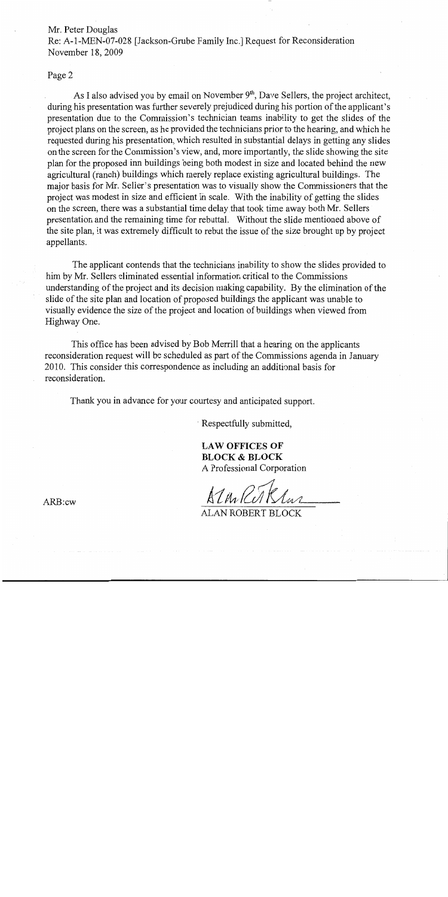Mr. Peter Douglas
Re: A-1-MEN-07-028 [Jackson-Grube Family Inc.] Request for Reconsideration
November 18, 2009

Page 2

As I also advised you by email on November 9th, Dave Sellers, the project architect, during his presentation was further severely prejudiced during his portion of the applicant's presentation due to the Commission's technician teams inability to get the slides of the project plans on the screen, as he provided the technicians prior to the hearing, and which he requested during his presentation, which resulted in substantial delays in getting any slides on the screen for the Commission's view, and, more importantly, the slide showing the site plan for the proposed inn buildings being both modest in size and located behind the new agricultural (ranch) buildings which merely replace existing agricultural buildings. The major basis for Mr. Seller's presentation was to visually show the Commissioners that the project was modest in size and efficient in scale. With the inability of getting the slides on the screen, there was a substantial time delay that took time away both Mr. Sellers presentation and the remaining time for rebuttal. Without the slide mentioned above of the site plan, it was extremely difficult to rebut the issue of the size brought up by project appellants.

The applicant contends that the technicians inability to show the slides provided to him by Mr. Sellers eliminated essential information critical to the Commissions understanding of the project and its decision making capability. By the elimination of the slide of the site plan and location of proposed buildings the applicant was unable to visually evidence the size of the project and location of buildings when viewed from Highway One.

This office has been advised by Bob Merrill that a hearing on the applicants reconsideration request will be scheduled as part of the Commissions agenda in January 2010. This consider this correspondence as including an additional basis for reconsideration.

Thank you in advance for your courtesy and anticipated support.

Respectfully submitted,

**LAW OFFICES OF**
**BLOCK & BLOCK**
A Professional Corporation

ALAN ROBERT BLOCK

ARB:cw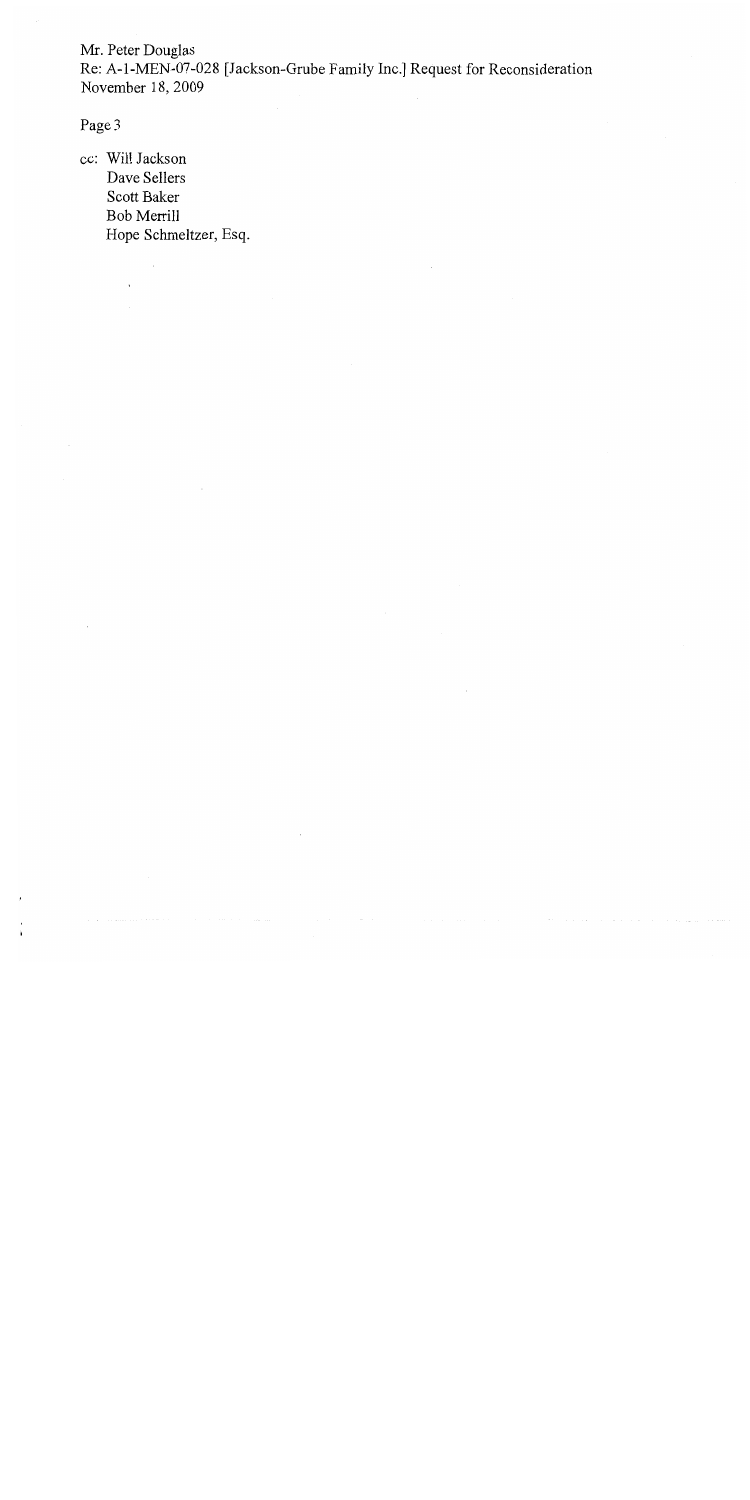Mr. Peter Douglas
Re: A-1-MEN-07-028 [Jackson-Grube Family Inc.] Request for Reconsideration
November 18, 2009

Page 3

cc: Will Jackson
Dave Sellers
Scott Baker
Bob Merrill
Hope Schmeltzer, Esq.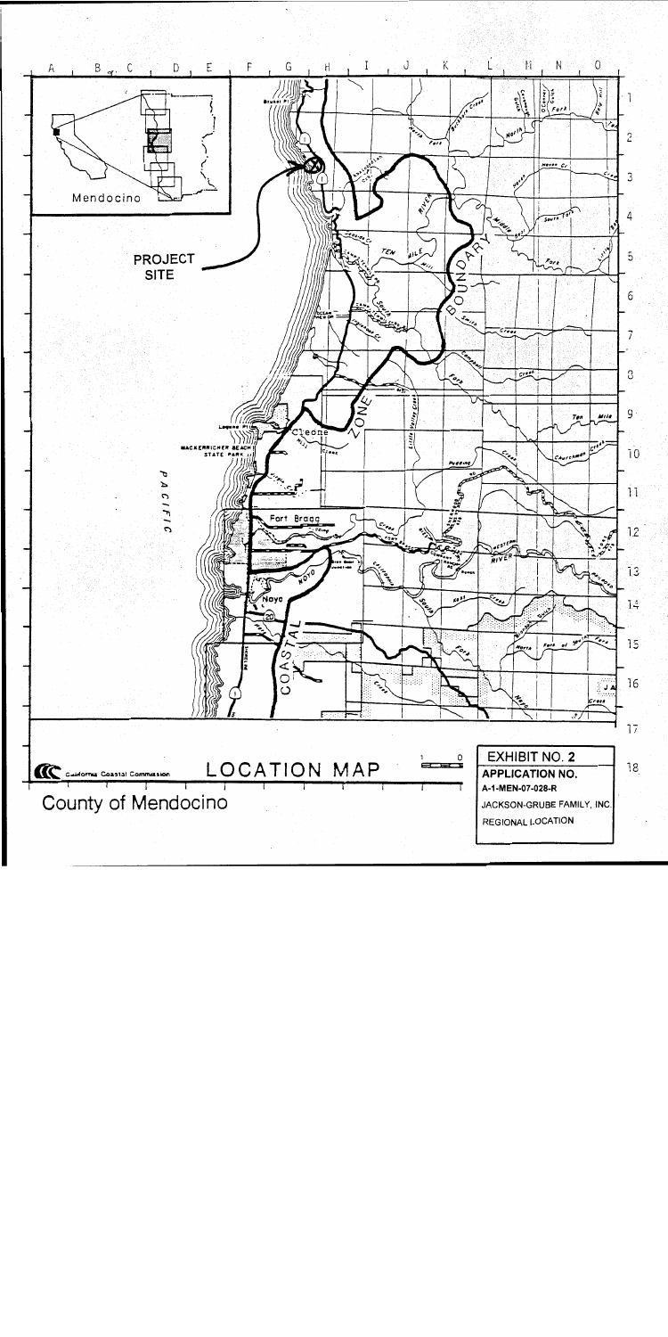# LOCATION MAP

County of Mendocino

California Coastal Commission

**EXHIBIT NO. 2**

**APPLICATION NO.**

**A-1-MEN-07-028-R**

JACKSON-GRUBE FAMILY, INC.

REGIONAL LOCATION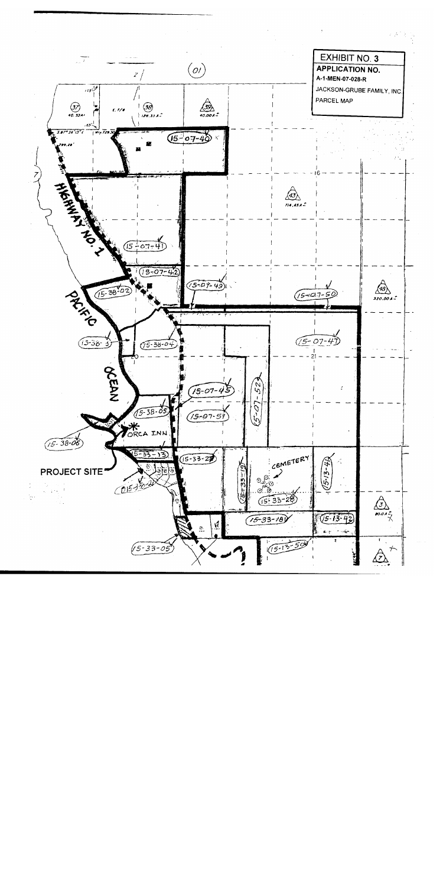**EXHIBIT NO. 3**

**APPLICATION NO.**

**A-1-MEN-07-028-R**

JACKSON-GRUBE FAMILY, INC.

PARCEL MAP

HIGHWAY NO. 1

PACIFIC OCEAN

ORCA INN

PROJECT SITE

CEMETERY

15-07-40

15-07-41

15-07-42

15-07-49

15-07-50

15-07-47

15-07-45

15-07-52

15-07-51

15-38-02

15-38-03

15-38-04

15-38-05

15-38-06

15-33-13

15-33-27

15-33-19

15-33-28

15-33-18

15-33-05

15-13-41

15-13-42

15-13-50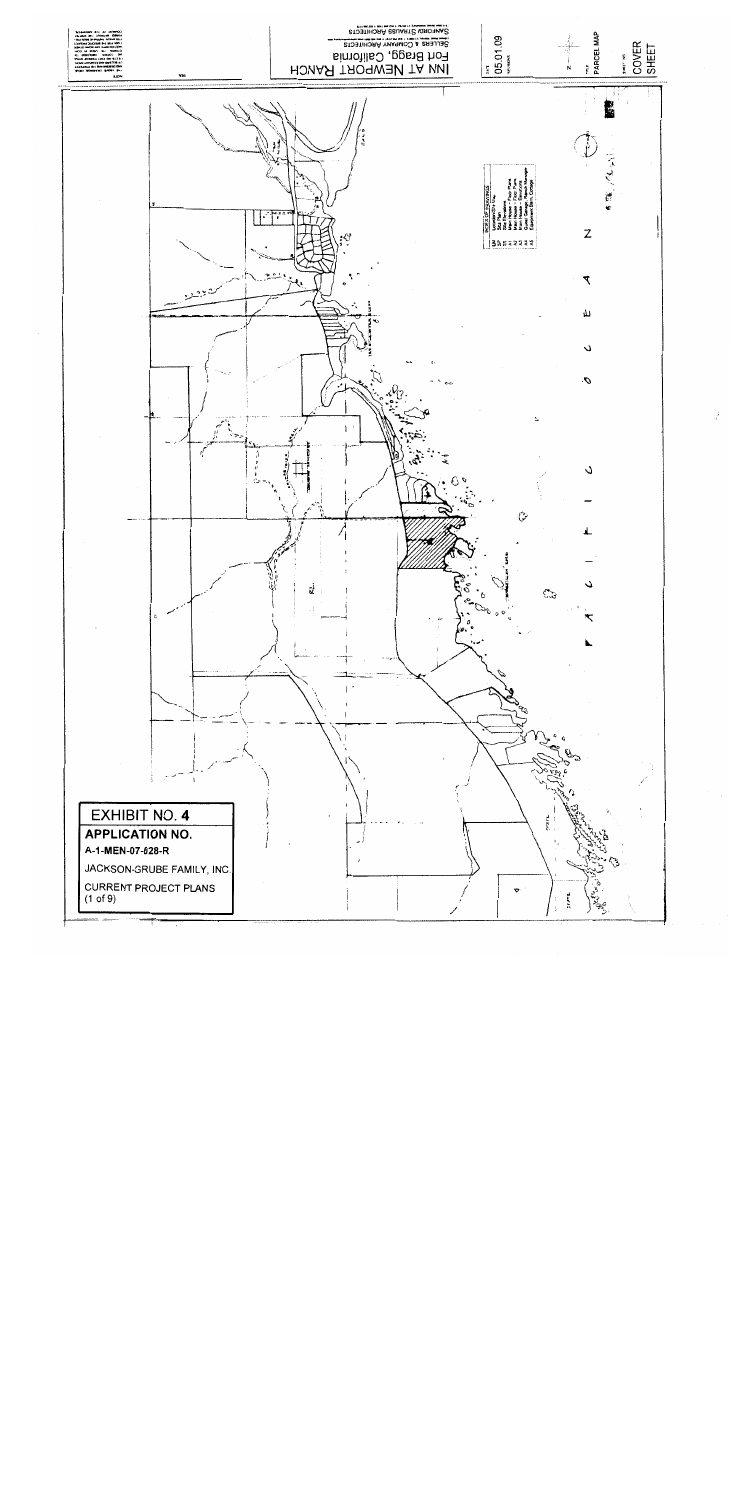INN AT NEWPORT RANCH

Fort Bragg, California

SELLERS & COMPANY ARCHITECTS

SANFORD STRAUSS ARCHITECTS

05.01.09

PARCEL MAP

COVER SHEET

PACIFIC OCEAN

**EXHIBIT NO. 4**

**APPLICATION NO.**

**A-1-MEN-07-028-R**

JACKSON-GRUBE FAMILY, INC.

CURRENT PROJECT PLANS (1 of 9)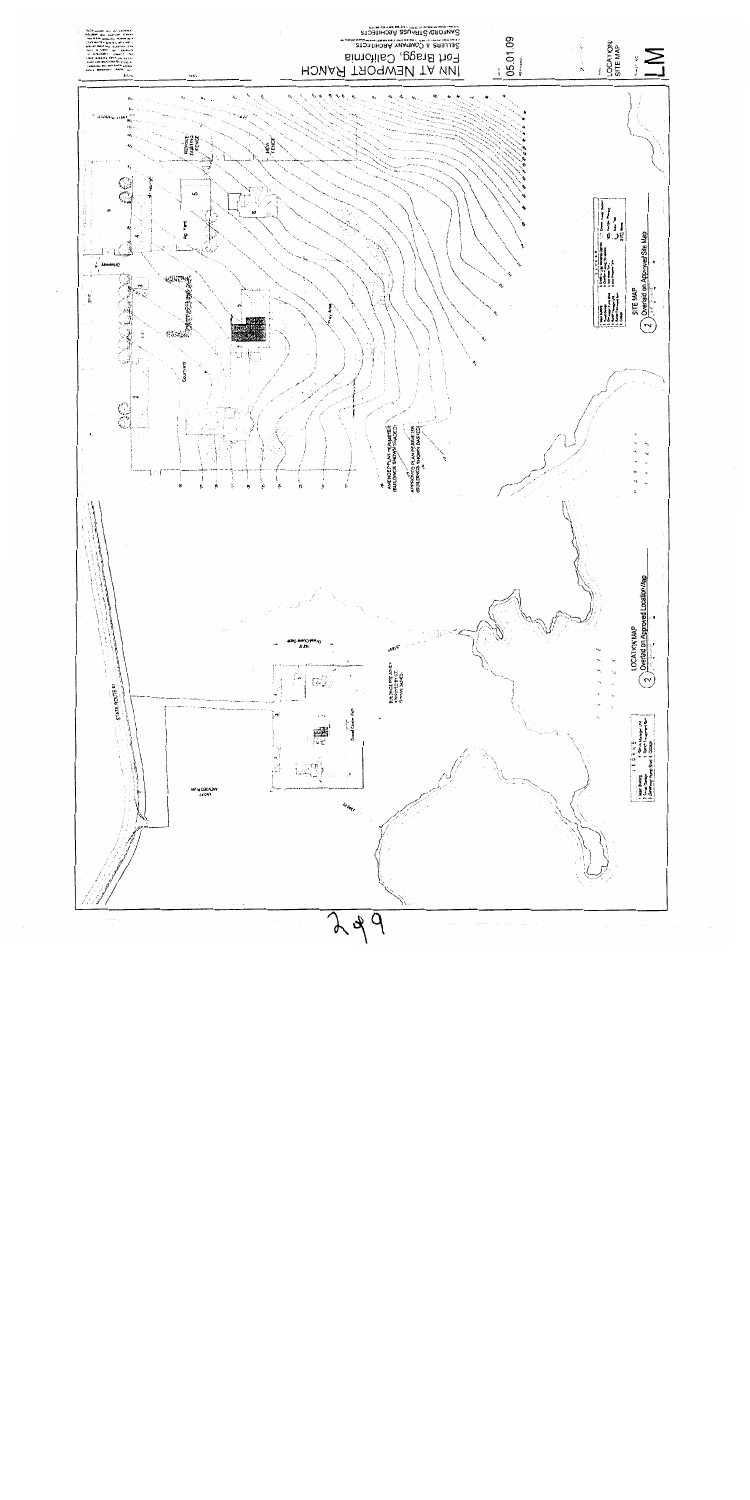# INN AT NEWPORT RANCH

Fort Bragg, California

SELLERS & COMPANY ARCHITECTS

SANFORD/STRAUSS ARCHITECTS

05.01.09

LOCATION/SITE MAP

LM

SITE MAP

(1) Overlaid on Approved Site Map

LOCATION MAP

(2) Overlaid on Approved Location Map

BUILDING FOOTPRINT AND SHOWN (SHADED)

APPROVED BUILDING FOOTPRINT (BUILDINGS SHOWN HATCHED)

STATE ROUTE 1

Courtyard

Parking

REMOVE EXISTING FENCE

NEW FENCE

299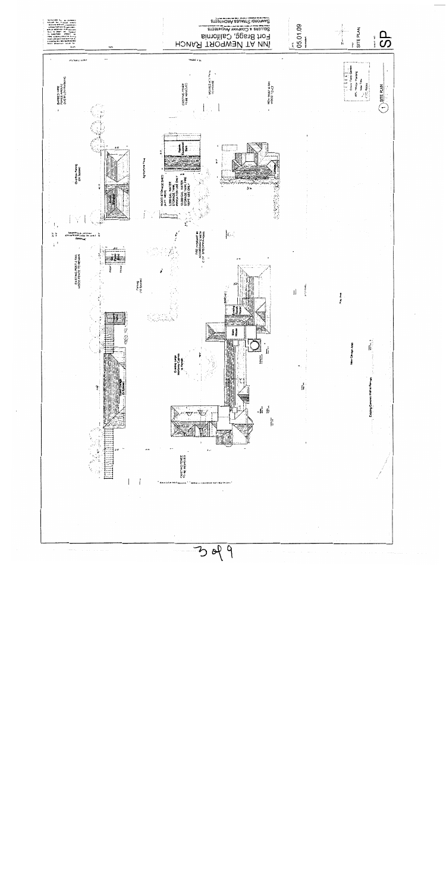# INN AT NEWPORT RANCH

Fort Bragg, California

SELLERS & COMPANY ARCHITECTS

SANFORD STRAUSS ARCHITECTS

05.01.09

SITE PLAN

SP

1 SITE PLAN

BARBED WIRE FENCE AROUND CREEK TO REMAIN

EXISTING FENCE TO BE REMOVED

MOVED & PATCHED DRIVEWAY

NEW HOSE BIBB WOOD POST

Overflow Parking (20 Spaces)

Agricultural Field

WOOD STORAGE SHED 10' HT. MAX.

3,000 GAL WATER STORAGE TANK, IRRIGATION USE ONLY

10,000 GAL WATER STORAGE TANK, FIRE PROTECTION ONLY

FIRE HYDRANT IN ACCORDANCE WITH C.D.F. SPECIFICATIONS

EXISTING POST & RAIL WOOD FENCE TO REMAIN

Parking (15 Spaces)

Main House

Existing Large Monterey Cypress to Remain

Main Cottage Area

Existing Concrete Wall to Remain

EXISTING FENCE TO BE REMOVED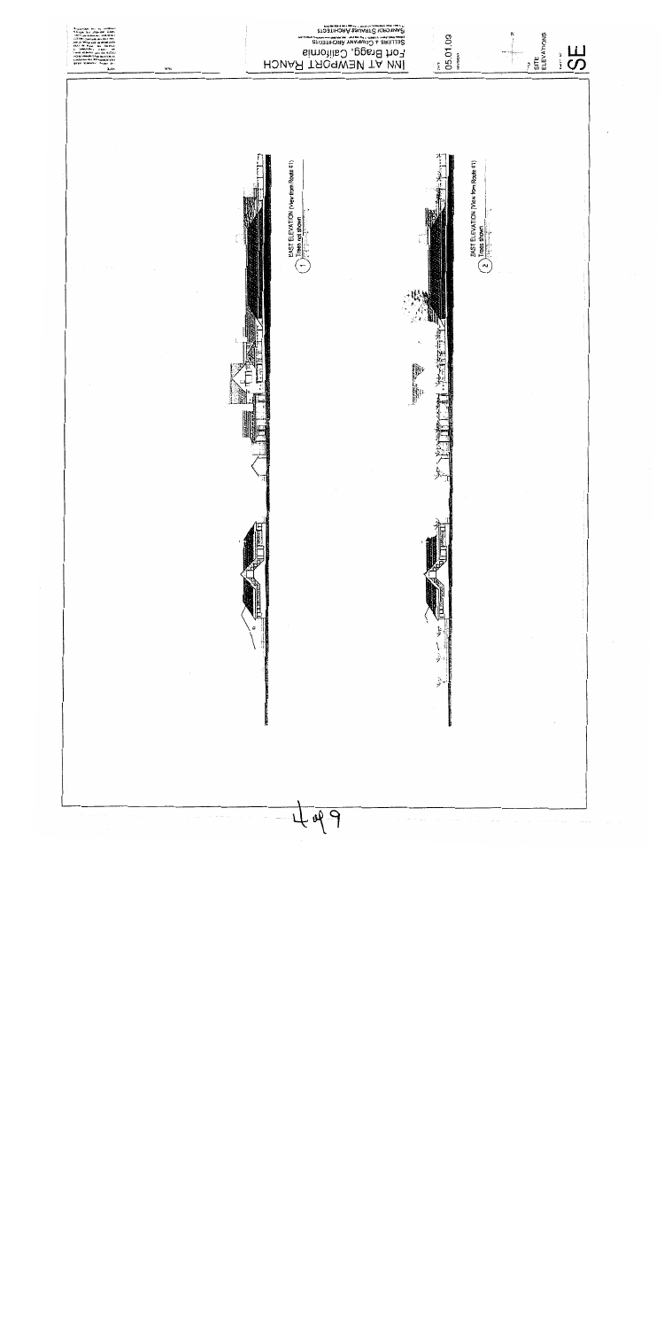# INN AT NEWPORT RANCH

Fort Bragg, California

SELLERS & COMPANY ARCHITECTS

SANDCREEK STRAWS ARCHITECTS

05.01.09

SITE ELEVATIONS

SE

1 EAST ELEVATION (View from Route 41) Trees not shown

2 EAST ELEVATION (View from Route 41) Trees shown

4 of 9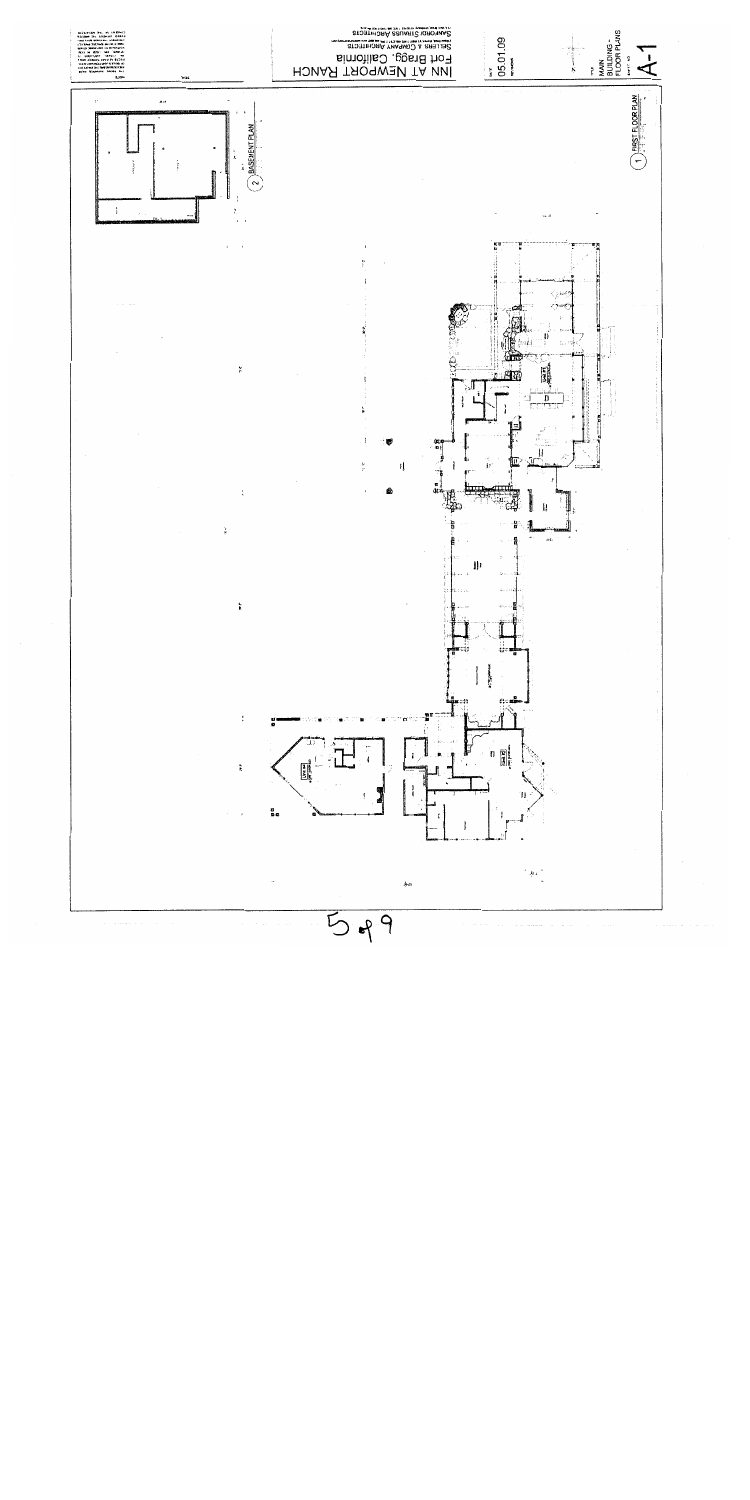# INN AT NEWPORT RANCH

Fort Bragg, California

SELLERS & COMPANY ARCHITECTS

SANFORD STRAUSS ARCHITECTS

05.01.09

MAIN BUILDING - FLOOR PLANS

A-1

2 BASEMENT PLAN

1 FIRST FLOOR PLAN

5 of 9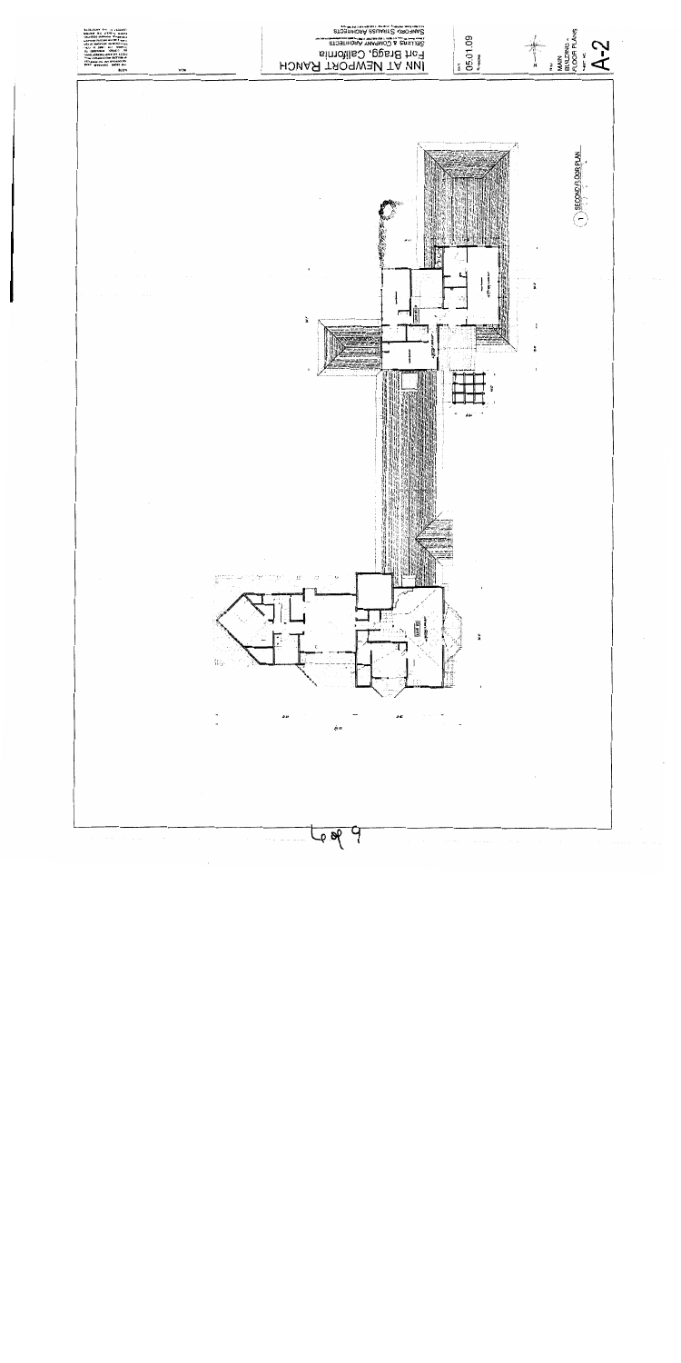# INN AT NEWPORT RANCH

Fort Bragg, California

SELLERS & COMPANY ARCHITECTS

SANFORD STRAUSS ARCHITECTS

05.01.09

MAIN BUILDING - FLOOR PLANS

A-2

1 SECOND FLOOR PLAN

6 of 9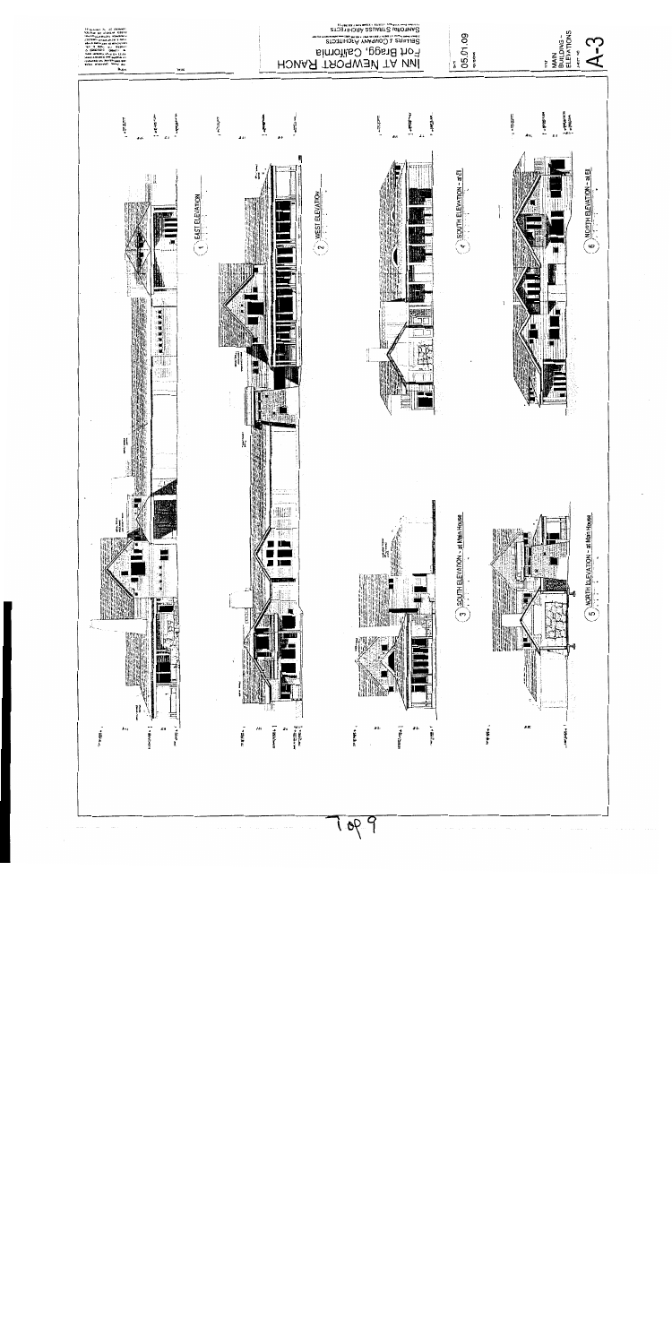# INN AT NEWPORT RANCH

Fort Bragg, California

SELLERS / COMPANY ARCHITECTS

SANDRA STRAUSS ARCHITECTS

05.01.09

MAIN BUILDING - ELEVATIONS

A-3

1 EAST ELEVATION

2 WEST ELEVATION

3 SOUTH ELEVATION - at Main House

4 SOUTH ELEVATION - at El

5 NORTH ELEVATION - at Main House

6 NORTH ELEVATION - at El

Top 9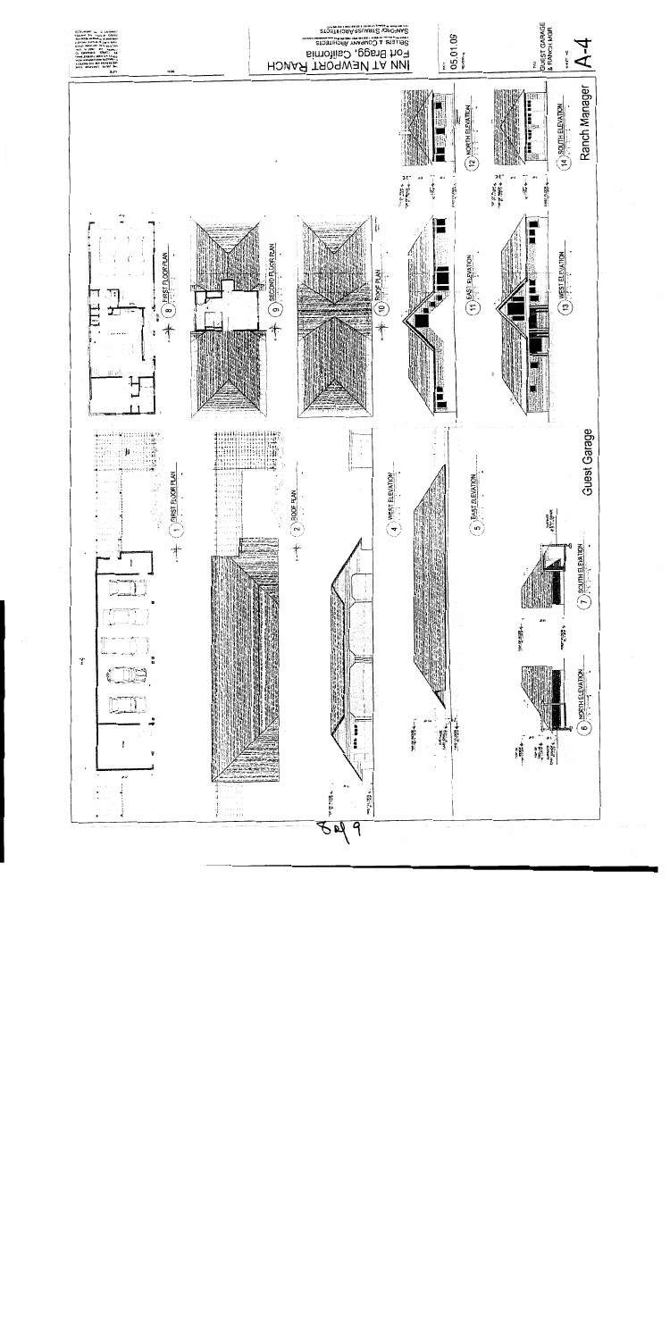INN AT NEWPORT RANCH

Fort Bragg, California

SELLERS & COMPANY ARCHITECTS

SANFORD/STAMPS ARCHITECTS

05.01.09

GUEST GARAGE & RANCH MGR

A-4

## Guest Garage

1 FIRST FLOOR PLAN

2 ROOF PLAN

4 WEST ELEVATION

5 EAST ELEVATION

6 NORTH ELEVATION

7 SOUTH ELEVATION

## Ranch Manager

8 FIRST FLOOR PLAN

9 SECOND FLOOR PLAN

10 ROOF PLAN

11 EAST ELEVATION

12 NORTH ELEVATION

13 WEST ELEVATION

14 SOUTH ELEVATION

8 of 9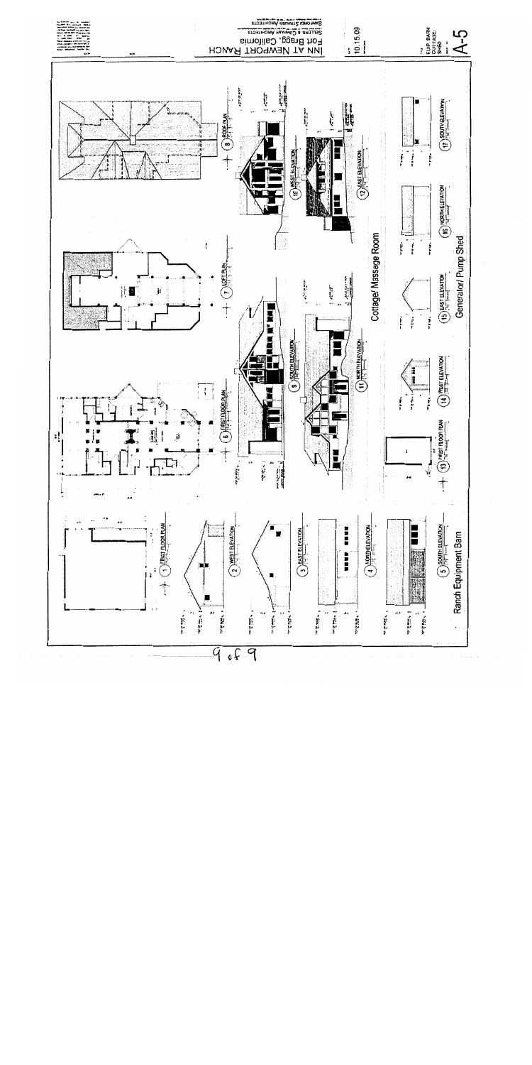# INN AT NEWPORT RANCH

Fort Bragg, California

SELLERS & COMPANY ARCHITECTS

SANFORD STRAUSS ARCHITECTS

10.15.09

BARN COTTAGE SHED

A-5

## Ranch Equipment Barn

1 FIRST FLOOR PLAN

2 WEST ELEVATION

3 EAST ELEVATION

4 NORTH ELEVATION

5 SOUTH ELEVATION

## Cottage/ Massage Room

6 FIRST FLOOR PLAN

7 LOFT PLAN

8 ROOF PLAN

9 SOUTH ELEVATION

10 WEST ELEVATION

11 NORTH ELEVATION

12 EAST ELEVATION

## Generator/ Pump Shed

13 FIRST FLOOR PLAN

14 WEST ELEVATION

15 EAST ELEVATION

16 NORTH ELEVATION

17 SOUTH ELEVATION